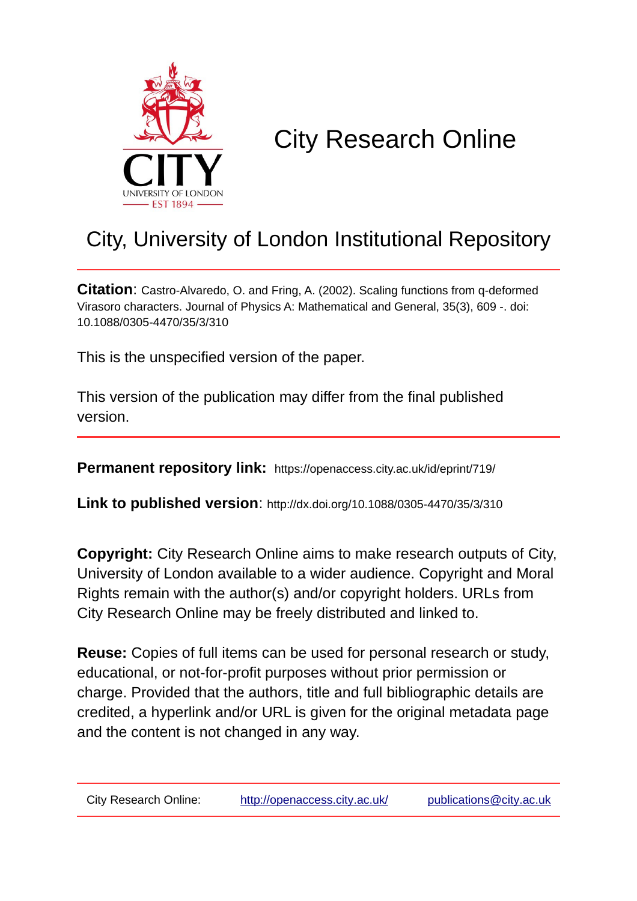# City Research Online

## City, University of London Institutional Repository

**Citation**: Castro-Alvaredo, O. and Fring, A. (2002). Scaling functions from q-deformed Virasoro characters. Journal of Physics A: Mathematical and General, 35(3), 609 -. doi: 10.1088/0305-4470/35/3/310

This is the unspecified version of the paper.

This version of the publication may differ from the final published version.

**Permanent repository link:** https://openaccess.city.ac.uk/id/eprint/719/

**Link to published version**: http://dx.doi.org/10.1088/0305-4470/35/3/310

**Copyright:** City Research Online aims to make research outputs of City, University of London available to a wider audience. Copyright and Moral Rights remain with the author(s) and/or copyright holders. URLs from City Research Online may be freely distributed and linked to.

**Reuse:** Copies of full items can be used for personal research or study, educational, or not-for-profit purposes without prior permission or charge. Provided that the authors, title and full bibliographic details are credited, a hyperlink and/or URL is given for the original metadata page and the content is not changed in any way.

City Research Online: http://openaccess.city.ac.uk/ publications@city.ac.uk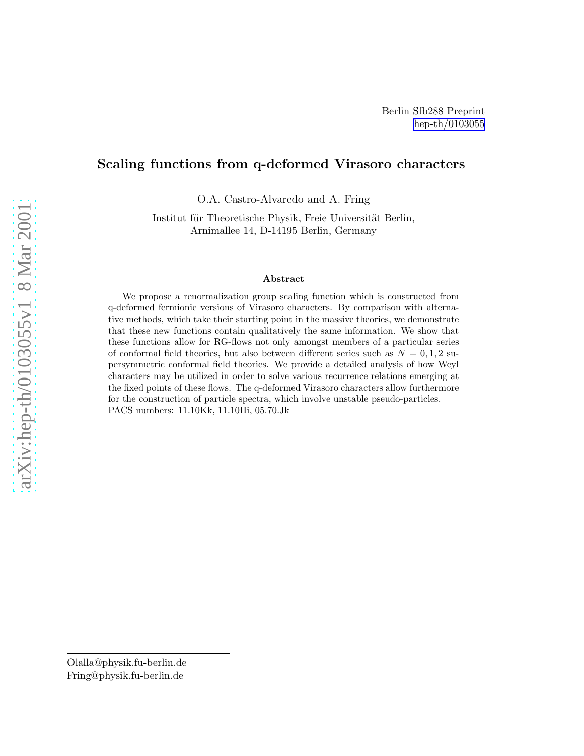Berlin Sfb288 Preprint
hep-th/0103055

# Scaling functions from q-deformed Virasoro characters

O.A. Castro-Alvaredo and A. Fring

Institut für Theoretische Physik, Freie Universität Berlin,
Arnimallee 14, D-14195 Berlin, Germany

### Abstract

We propose a renormalization group scaling function which is constructed from q-deformed fermionic versions of Virasoro characters. By comparison with alternative methods, which take their starting point in the massive theories, we demonstrate that these new functions contain qualitatively the same information. We show that these functions allow for RG-flows not only amongst members of a particular series of conformal field theories, but also between different series such as $N = 0, 1, 2$ supersymmetric conformal field theories. We provide a detailed analysis of how Weyl characters may be utilized in order to solve various recurrence relations emerging at the fixed points of these flows. The q-deformed Virasoro characters allow furthermore for the construction of particle spectra, which involve unstable pseudo-particles.
PACS numbers: 11.10Kk, 11.10Hi, 05.70.Jk

---

Olalla@physik.fu-berlin.de
Fring@physik.fu-berlin.de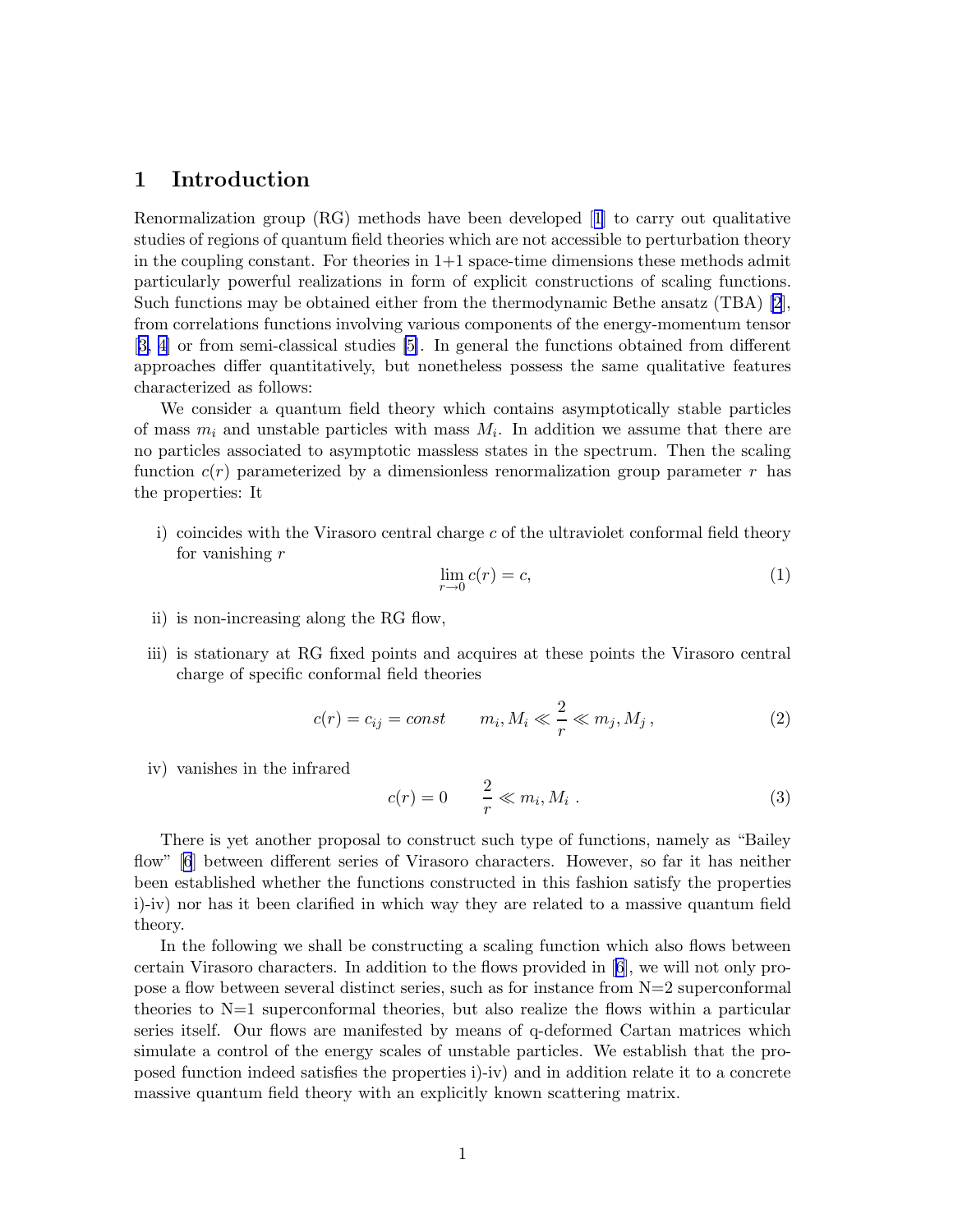## 1 Introduction

Renormalization group (RG) methods have been developed [1] to carry out qualitative studies of regions of quantum field theories which are not accessible to perturbation theory in the coupling constant. For theories in 1+1 space-time dimensions these methods admit particularly powerful realizations in form of explicit constructions of scaling functions. Such functions may be obtained either from the thermodynamic Bethe ansatz (TBA) [2], from correlations functions involving various components of the energy-momentum tensor [3, 4] or from semi-classical studies [5]. In general the functions obtained from different approaches differ quantitatively, but nonetheless possess the same qualitative features characterized as follows:

We consider a quantum field theory which contains asymptotically stable particles of mass $m_i$ and unstable particles with mass $M_i$. In addition we assume that there are no particles associated to asymptotic massless states in the spectrum. Then the scaling function $c(r)$ parameterized by a dimensionless renormalization group parameter $r$ has the properties: It

i) coincides with the Virasoro central charge $c$ of the ultraviolet conformal field theory for vanishing $r$

$$\lim_{r \to 0} c(r) = c, \tag{1}$$

ii) is non-increasing along the RG flow,

iii) is stationary at RG fixed points and acquires at these points the Virasoro central charge of specific conformal field theories

$$c(r) = c_{ij} = const \qquad m_i, M_i \ll \frac{2}{r} \ll m_j, M_j\,, \tag{2}$$

iv) vanishes in the infrared

$$c(r) = 0 \qquad \frac{2}{r} \ll m_i, M_i\ . \tag{3}$$

There is yet another proposal to construct such type of functions, namely as "Bailey flow" [6] between different series of Virasoro characters. However, so far it has neither been established whether the functions constructed in this fashion satisfy the properties i)-iv) nor has it been clarified in which way they are related to a massive quantum field theory.

In the following we shall be constructing a scaling function which also flows between certain Virasoro characters. In addition to the flows provided in [6], we will not only propose a flow between several distinct series, such as for instance from N=2 superconformal theories to N=1 superconformal theories, but also realize the flows within a particular series itself. Our flows are manifested by means of q-deformed Cartan matrices which simulate a control of the energy scales of unstable particles. We establish that the proposed function indeed satisfies the properties i)-iv) and in addition relate it to a concrete massive quantum field theory with an explicitly known scattering matrix.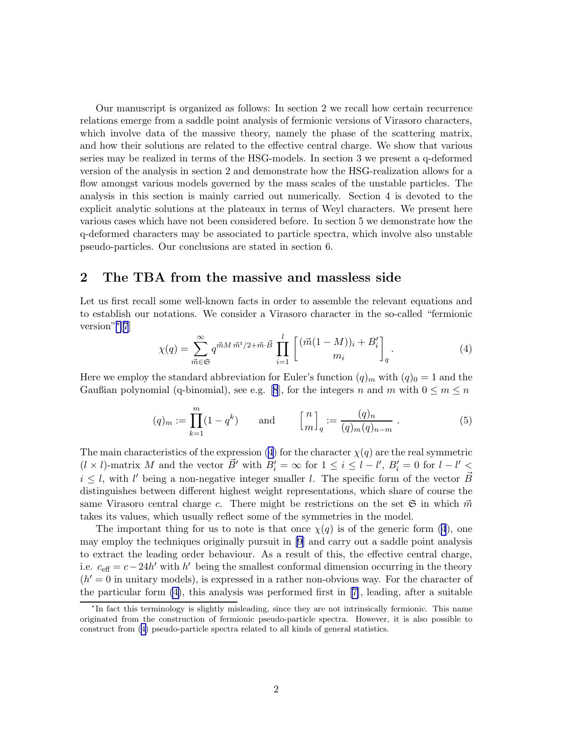Our manuscript is organized as follows: In section 2 we recall how certain recurrence relations emerge from a saddle point analysis of fermionic versions of Virasoro characters, which involve data of the massive theory, namely the phase of the scattering matrix, and how their solutions are related to the effective central charge. We show that various series may be realized in terms of the HSG-models. In section 3 we present a q-deformed version of the analysis in section 2 and demonstrate how the HSG-realization allows for a flow amongst various models governed by the mass scales of the unstable particles. The analysis in this section is mainly carried out numerically. Section 4 is devoted to the explicit analytic solutions at the plateaux in terms of Weyl characters. We present here various cases which have not been considered before. In section 5 we demonstrate how the q-deformed characters may be associated to particle spectra, which involve also unstable pseudo-particles. Our conclusions are stated in section 6.

## 2 The TBA from the massive and massless side

Let us first recall some well-known facts in order to assemble the relevant equations and to establish our notations. We consider a Virasoro character in the so-called "fermionic version"* [7]

$$\chi(q) = \sum_{\vec{m}\in\mathfrak{S}}^{\infty} q^{\vec{m}M\,\vec{m}^t/2+\vec{m}\cdot\vec{B}} \prod_{i=1}^{l} \begin{bmatrix} (\vec{m}(1-M))_i + B'_i \\ m_i \end{bmatrix}_q . \tag{4}$$

Here we employ the standard abbreviation for Euler's function $(q)_m$ with $(q)_0 = 1$ and the Gaußian polynomial (q-binomial), see e.g. [8], for the integers $n$ and $m$ with $0 \leq m \leq n$

$$(q)_m := \prod_{k=1}^{m}(1-q^k) \qquad \text{and} \qquad \begin{bmatrix} n \\ m \end{bmatrix}_q := \frac{(q)_n}{(q)_m (q)_{n-m}} . \tag{5}$$

The main characteristics of the expression (4) for the character $\chi(q)$ are the real symmetric $(l \times l)$-matrix $M$ and the vector $\vec{B}'$ with $B'_i = \infty$ for $1 \leq i \leq l-l'$, $B'_i = 0$ for $l-l' < i \leq l$, with $l'$ being a non-negative integer smaller $l$. The specific form of the vector $\vec{B}$ distinguishes between different highest weight representations, which share of course the same Virasoro central charge $c$. There might be restrictions on the set $\mathfrak{S}$ in which $\vec{m}$ takes its values, which usually reflect some of the symmetries in the model.

The important thing for us to note is that once $\chi(q)$ is of the generic form (4), one may employ the techniques originally pursuit in [9] and carry out a saddle point analysis to extract the leading order behaviour. As a result of this, the effective central charge, i.e. $c_{\text{eff}} = c - 24h'$ with $h'$ being the smallest conformal dimension occurring in the theory ($h' = 0$ in unitary models), is expressed in a rather non-obvious way. For the character of the particular form (4), this analysis was performed first in [7], leading, after a suitable

*In fact this terminology is slightly misleading, since they are not intrinsically fermionic. This name originated from the construction of fermionic pseudo-particle spectra. However, it is also possible to construct from (4) pseudo-particle spectra related to all kinds of general statistics.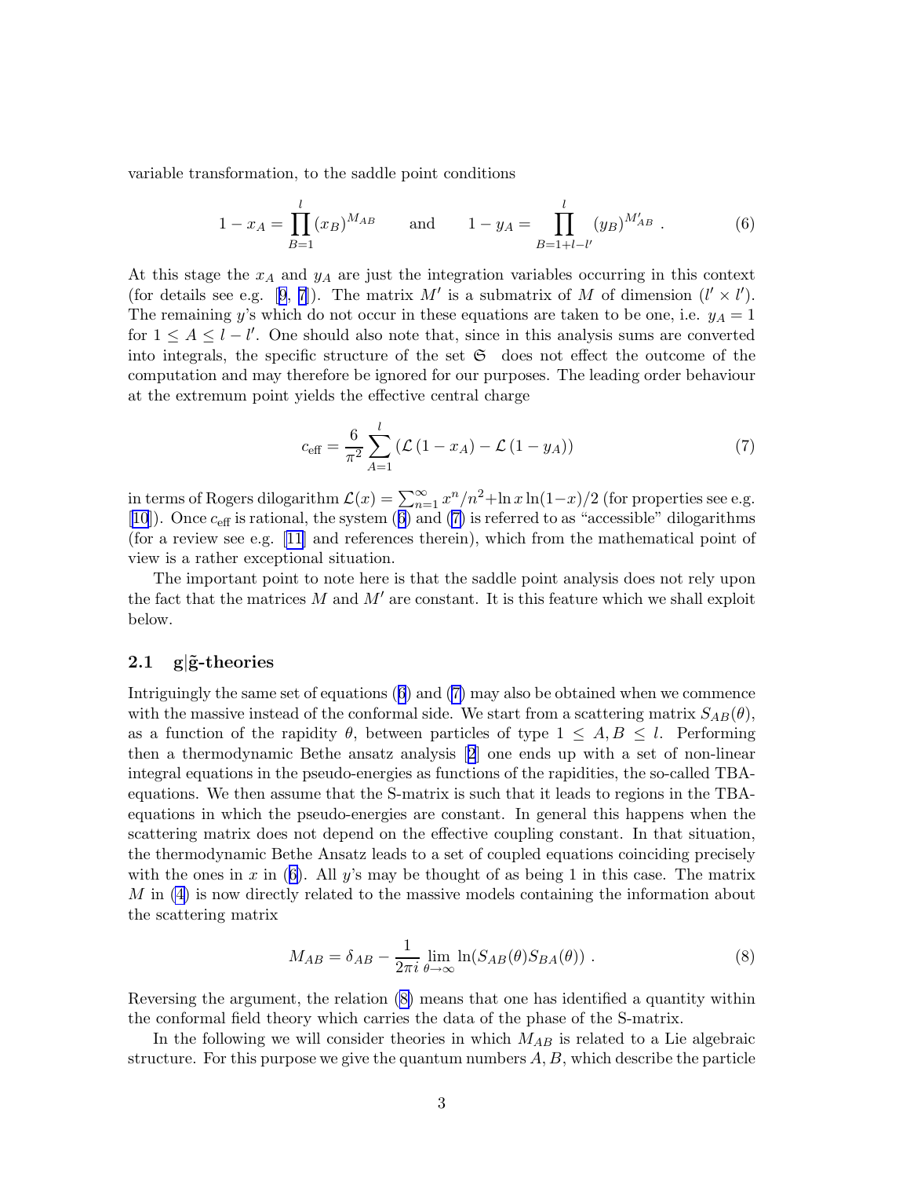variable transformation, to the saddle point conditions

$$1 - x_A = \prod_{B=1}^{l} (x_B)^{M_{AB}} \qquad \text{and} \qquad 1 - y_A = \prod_{B=1+l-l'}^{l} (y_B)^{M'_{AB}} \; . \tag{6}$$

At this stage the $x_A$ and $y_A$ are just the integration variables occurring in this context (for details see e.g. [9, 7]). The matrix $M'$ is a submatrix of $M$ of dimension $(l' \times l')$. The remaining $y$'s which do not occur in these equations are taken to be one, i.e. $y_A = 1$ for $1 \leq A \leq l - l'$. One should also note that, since in this analysis sums are converted into integrals, the specific structure of the set $\mathfrak{S}$ does not effect the outcome of the computation and may therefore be ignored for our purposes. The leading order behaviour at the extremum point yields the effective central charge

$$c_{\text{eff}} = \frac{6}{\pi^2} \sum_{A=1}^{l} \left( \mathcal{L}\left(1 - x_A\right) - \mathcal{L}\left(1 - y_A\right) \right) \tag{7}$$

in terms of Rogers dilogarithm $\mathcal{L}(x) = \sum_{n=1}^{\infty} x^n/n^2 + \ln x \ln(1-x)/2$ (for properties see e.g. [10]). Once $c_{\text{eff}}$ is rational, the system (6) and (7) is referred to as "accessible" dilogarithms (for a review see e.g. [11] and references therein), which from the mathematical point of view is a rather exceptional situation.

The important point to note here is that the saddle point analysis does not rely upon the fact that the matrices $M$ and $M'$ are constant. It is this feature which we shall exploit below.

### 2.1 g|g̃-theories

Intriguingly the same set of equations (6) and (7) may also be obtained when we commence with the massive instead of the conformal side. We start from a scattering matrix $S_{AB}(\theta)$, as a function of the rapidity $\theta$, between particles of type $1 \leq A, B \leq l$. Performing then a thermodynamic Bethe ansatz analysis [2] one ends up with a set of non-linear integral equations in the pseudo-energies as functions of the rapidities, the so-called TBA-equations. We then assume that the S-matrix is such that it leads to regions in the TBA-equations in which the pseudo-energies are constant. In general this happens when the scattering matrix does not depend on the effective coupling constant. In that situation, the thermodynamic Bethe Ansatz leads to a set of coupled equations coinciding precisely with the ones in $x$ in (6). All $y$'s may be thought of as being 1 in this case. The matrix $M$ in (4) is now directly related to the massive models containing the information about the scattering matrix

$$M_{AB} = \delta_{AB} - \frac{1}{2\pi i} \lim_{\theta \to \infty} \ln(S_{AB}(\theta) S_{BA}(\theta)) \; . \tag{8}$$

Reversing the argument, the relation (8) means that one has identified a quantity within the conformal field theory which carries the data of the phase of the S-matrix.

In the following we will consider theories in which $M_{AB}$ is related to a Lie algebraic structure. For this purpose we give the quantum numbers $A, B$, which describe the particle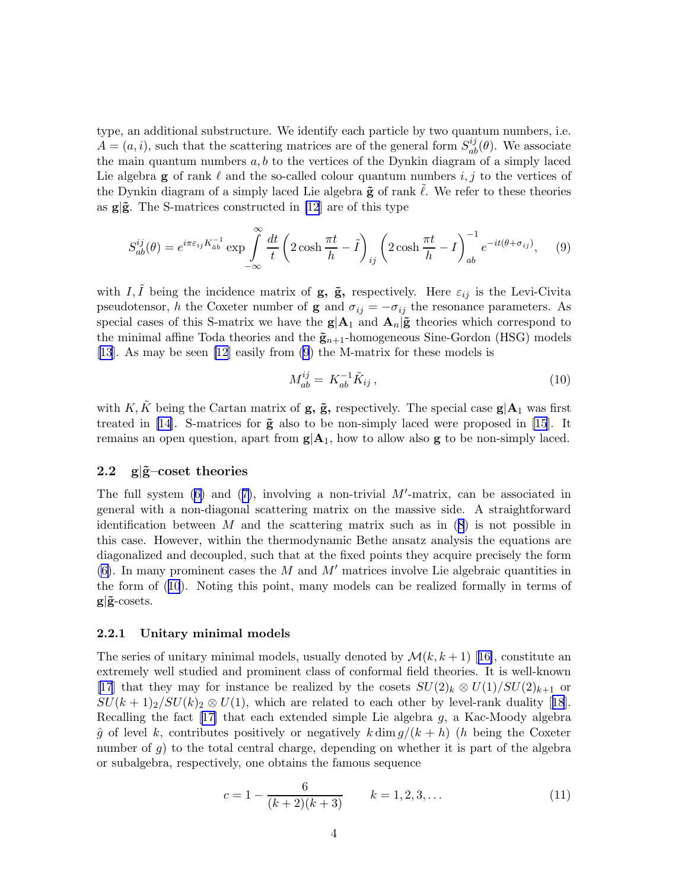type, an additional substructure. We identify each particle by two quantum numbers, i.e. $A = (a, i)$, such that the scattering matrices are of the general form $S_{ab}^{ij}(\theta)$. We associate the main quantum numbers $a, b$ to the vertices of the Dynkin diagram of a simply laced Lie algebra $\mathbf{g}$ of rank $\ell$ and the so-called colour quantum numbers $i, j$ to the vertices of the Dynkin diagram of a simply laced Lie algebra $\tilde{\mathbf{g}}$ of rank $\tilde{\ell}$. We refer to these theories as $\mathbf{g}|\tilde{\mathbf{g}}$. The S-matrices constructed in [12] are of this type

$$S_{ab}^{ij}(\theta) = e^{i\pi\varepsilon_{ij}K_{ab}^{-1}} \exp \int_{-\infty}^{\infty} \frac{dt}{t} \left(2\cosh\frac{\pi t}{h} - \tilde{I}\right)_{ij} \left(2\cosh\frac{\pi t}{h} - I\right)_{ab}^{-1} e^{-it(\theta+\sigma_{ij})}, \qquad (9)$$

with $I, \tilde{I}$ being the incidence matrix of $\mathbf{g}$, $\tilde{\mathbf{g}}$, respectively. Here $\varepsilon_{ij}$ is the Levi-Civita pseudotensor, $h$ the Coxeter number of $\mathbf{g}$ and $\sigma_{ij} = -\sigma_{ij}$ the resonance parameters. As special cases of this S-matrix we have the $\mathbf{g}|\mathbf{A}_1$ and $\mathbf{A}_n|\tilde{\mathbf{g}}$ theories which correspond to the minimal affine Toda theories and the $\tilde{\mathbf{g}}_{n+1}$-homogeneous Sine-Gordon (HSG) models [13]. As may be seen [12] easily from (9) the M-matrix for these models is

$$M_{ab}^{ij} = K_{ab}^{-1}\tilde{K}_{ij}\,, \qquad (10)$$

with $K, \tilde{K}$ being the Cartan matrix of $\mathbf{g}$, $\tilde{\mathbf{g}}$, respectively. The special case $\mathbf{g}|\mathbf{A}_1$ was first treated in [14]. S-matrices for $\tilde{\mathbf{g}}$ also to be non-simply laced were proposed in [15]. It remains an open question, apart from $\mathbf{g}|\mathbf{A}_1$, how to allow also $\mathbf{g}$ to be non-simply laced.

### 2.2 $\mathbf{g}|\tilde{\mathbf{g}}$–coset theories

The full system (6) and (7), involving a non-trivial $M'$-matrix, can be associated in general with a non-diagonal scattering matrix on the massive side. A straightforward identification between $M$ and the scattering matrix such as in (8) is not possible in this case. However, within the thermodynamic Bethe ansatz analysis the equations are diagonalized and decoupled, such that at the fixed points they acquire precisely the form (6). In many prominent cases the $M$ and $M'$ matrices involve Lie algebraic quantities in the form of (10). Noting this point, many models can be realized formally in terms of $\mathbf{g}|\tilde{\mathbf{g}}$-cosets.

#### 2.2.1 Unitary minimal models

The series of unitary minimal models, usually denoted by $\mathcal{M}(k, k+1)$ [16], constitute an extremely well studied and prominent class of conformal field theories. It is well-known [17] that they may for instance be realized by the cosets $SU(2)_k \otimes U(1)/SU(2)_{k+1}$ or $SU(k+1)_2/SU(k)_2 \otimes U(1)$, which are related to each other by level-rank duality [18]. Recalling the fact [17] that each extended simple Lie algebra $g$, a Kac-Moody algebra $\hat{g}$ of level $k$, contributes positively or negatively $k \dim g/(k+h)$ ($h$ being the Coxeter number of $g$) to the total central charge, depending on whether it is part of the algebra or subalgebra, respectively, one obtains the famous sequence

$$c = 1 - \frac{6}{(k+2)(k+3)} \qquad k = 1, 2, 3, \ldots \qquad (11)$$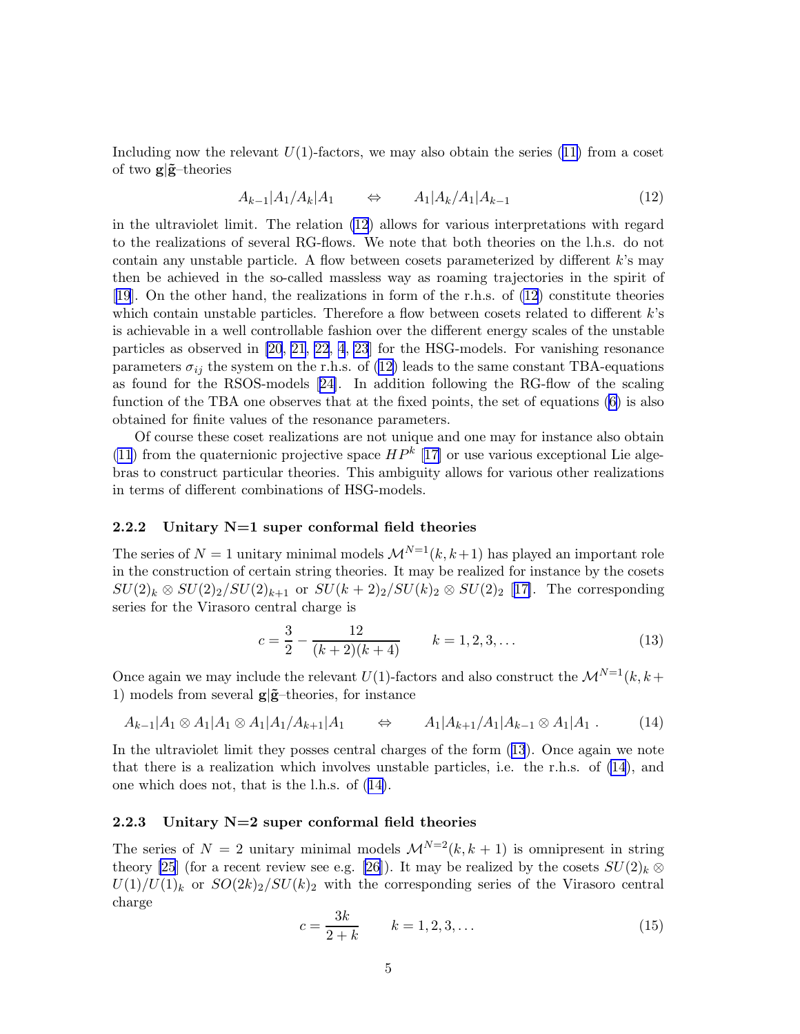Including now the relevant $U(1)$-factors, we may also obtain the series (11) from a coset of two $\mathbf{g}|\tilde{\mathbf{g}}$–theories

$$A_{k-1}|A_1/A_k|A_1 \qquad \Leftrightarrow \qquad A_1|A_k/A_1|A_{k-1} \tag{12}$$

in the ultraviolet limit. The relation (12) allows for various interpretations with regard to the realizations of several RG-flows. We note that both theories on the l.h.s. do not contain any unstable particle. A flow between cosets parameterized by different $k$'s may then be achieved in the so-called massless way as roaming trajectories in the spirit of [19]. On the other hand, the realizations in form of the r.h.s. of (12) constitute theories which contain unstable particles. Therefore a flow between cosets related to different $k$'s is achievable in a well controllable fashion over the different energy scales of the unstable particles as observed in [20, 21, 22, 4, 23] for the HSG-models. For vanishing resonance parameters $\sigma_{ij}$ the system on the r.h.s. of (12) leads to the same constant TBA-equations as found for the RSOS-models [24]. In addition following the RG-flow of the scaling function of the TBA one observes that at the fixed points, the set of equations (6) is also obtained for finite values of the resonance parameters.

Of course these coset realizations are not unique and one may for instance also obtain (11) from the quaternionic projective space $HP^k$ [17] or use various exceptional Lie algebras to construct particular theories. This ambiguity allows for various other realizations in terms of different combinations of HSG-models.

#### 2.2.2 Unitary N=1 super conformal field theories

The series of $N=1$ unitary minimal models $\mathcal{M}^{N=1}(k,k+1)$ has played an important role in the construction of certain string theories. It may be realized for instance by the cosets $SU(2)_k \otimes SU(2)_2/SU(2)_{k+1}$ or $SU(k+2)_2/SU(k)_2 \otimes SU(2)_2$ [17]. The corresponding series for the Virasoro central charge is

$$c = \frac{3}{2} - \frac{12}{(k+2)(k+4)} \qquad k = 1,2,3,\ldots \tag{13}$$

Once again we may include the relevant $U(1)$-factors and also construct the $\mathcal{M}^{N=1}(k,k+1)$ models from several $\mathbf{g}|\tilde{\mathbf{g}}$–theories, for instance

$$A_{k-1}|A_1 \otimes A_1|A_1 \otimes A_1|A_1/A_{k+1}|A_1 \qquad \Leftrightarrow \qquad A_1|A_{k+1}/A_1|A_{k-1} \otimes A_1|A_1 \,. \tag{14}$$

In the ultraviolet limit they posses central charges of the form (13). Once again we note that there is a realization which involves unstable particles, i.e. the r.h.s. of (14), and one which does not, that is the l.h.s. of (14).

#### 2.2.3 Unitary N=2 super conformal field theories

The series of $N=2$ unitary minimal models $\mathcal{M}^{N=2}(k,k+1)$ is omnipresent in string theory [25] (for a recent review see e.g. [26]). It may be realized by the cosets $SU(2)_k \otimes U(1)/U(1)_k$ or $SO(2k)_2/SU(k)_2$ with the corresponding series of the Virasoro central charge

$$c = \frac{3k}{2+k} \qquad k = 1,2,3,\ldots \tag{15}$$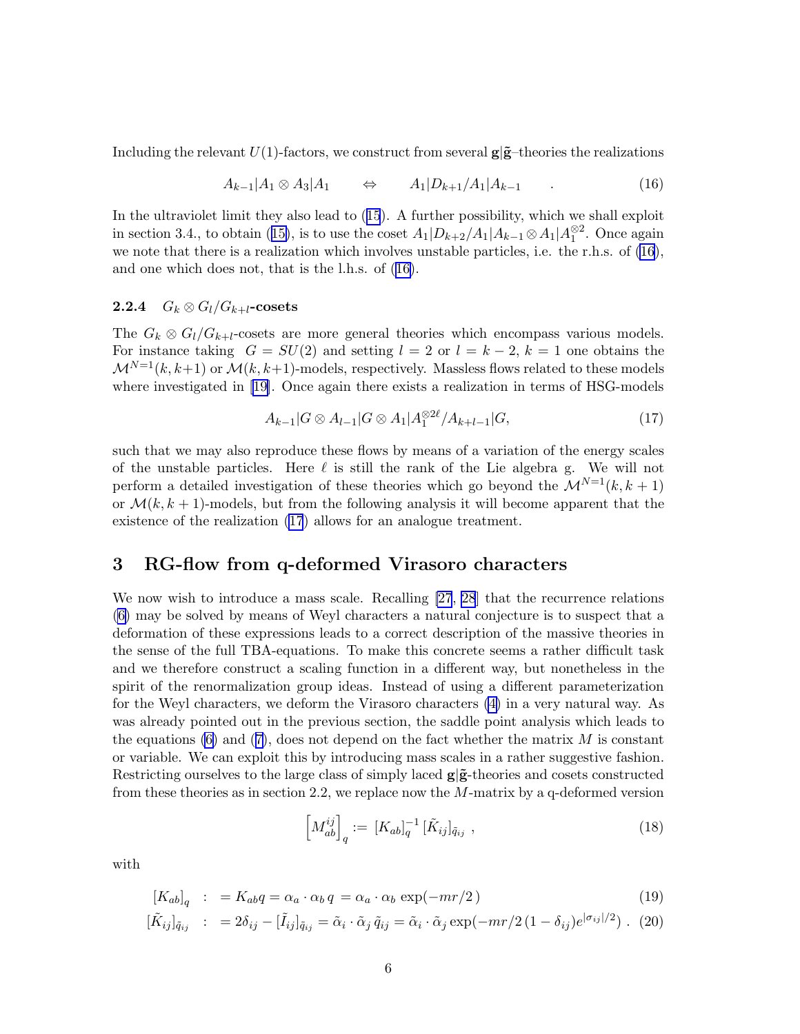Including the relevant $U(1)$-factors, we construct from several $\mathbf{g}|\tilde{\mathbf{g}}$–theories the realizations

$$A_{k-1}|A_1 \otimes A_3|A_1 \qquad \Leftrightarrow \qquad A_1|D_{k+1}/A_1|A_{k-1} \qquad . \tag{16}$$

In the ultraviolet limit they also lead to (15). A further possibility, which we shall exploit in section 3.4., to obtain (15), is to use the coset $A_1|D_{k+2}/A_1|A_{k-1} \otimes A_1|A_1^{\otimes 2}$. Once again we note that there is a realization which involves unstable particles, i.e. the r.h.s. of (16), and one which does not, that is the l.h.s. of (16).

#### 2.2.4 $G_k \otimes G_l/G_{k+l}$-cosets

The $G_k \otimes G_l/G_{k+l}$-cosets are more general theories which encompass various models. For instance taking $G = SU(2)$ and setting $l = 2$ or $l = k-2$, $k = 1$ one obtains the $\mathcal{M}^{N=1}(k, k+1)$ or $\mathcal{M}(k, k+1)$-models, respectively. Massless flows related to these models where investigated in [19]. Once again there exists a realization in terms of HSG-models

$$A_{k-1}|G \otimes A_{l-1}|G \otimes A_1|A_1^{\otimes 2\ell}/A_{k+l-1}|G, \tag{17}$$

such that we may also reproduce these flows by means of a variation of the energy scales of the unstable particles. Here $\ell$ is still the rank of the Lie algebra g. We will not perform a detailed investigation of these theories which go beyond the $\mathcal{M}^{N=1}(k, k+1)$ or $\mathcal{M}(k, k+1)$-models, but from the following analysis it will become apparent that the existence of the realization (17) allows for an analogue treatment.

## 3 RG-flow from q-deformed Virasoro characters

We now wish to introduce a mass scale. Recalling [27, 28] that the recurrence relations (6) may be solved by means of Weyl characters a natural conjecture is to suspect that a deformation of these expressions leads to a correct description of the massive theories in the sense of the full TBA-equations. To make this concrete seems a rather difficult task and we therefore construct a scaling function in a different way, but nonetheless in the spirit of the renormalization group ideas. Instead of using a different parameterization for the Weyl characters, we deform the Virasoro characters (4) in a very natural way. As was already pointed out in the previous section, the saddle point analysis which leads to the equations (6) and (7), does not depend on the fact whether the matrix $M$ is constant or variable. We can exploit this by introducing mass scales in a rather suggestive fashion. Restricting ourselves to the large class of simply laced $\mathbf{g}|\tilde{\mathbf{g}}$-theories and cosets constructed from these theories as in section 2.2, we replace now the $M$-matrix by a q-deformed version

$$\left[M_{ab}^{ij}\right]_q := [K_{ab}]_q^{-1} \, [\tilde{K}_{ij}]_{\tilde{q}_{ij}} \ , \tag{18}$$

with

$$[K_{ab}]_q \ \ : \ = K_{ab} q = \alpha_a \cdot \alpha_b \, q = \alpha_a \cdot \alpha_b \, \exp(-mr/2\,) \tag{19}$$

$$[\tilde{K}_{ij}]_{\tilde{q}_{ij}} \ \ : \ = 2\delta_{ij} - [\tilde{I}_{ij}]_{\tilde{q}_{ij}} = \tilde{\alpha}_i \cdot \tilde{\alpha}_j \, \tilde{q}_{ij} = \tilde{\alpha}_i \cdot \tilde{\alpha}_j \exp(-mr/2\,(1-\delta_{ij}) e^{|\sigma_{ij}|/2}) \ . \tag{20}$$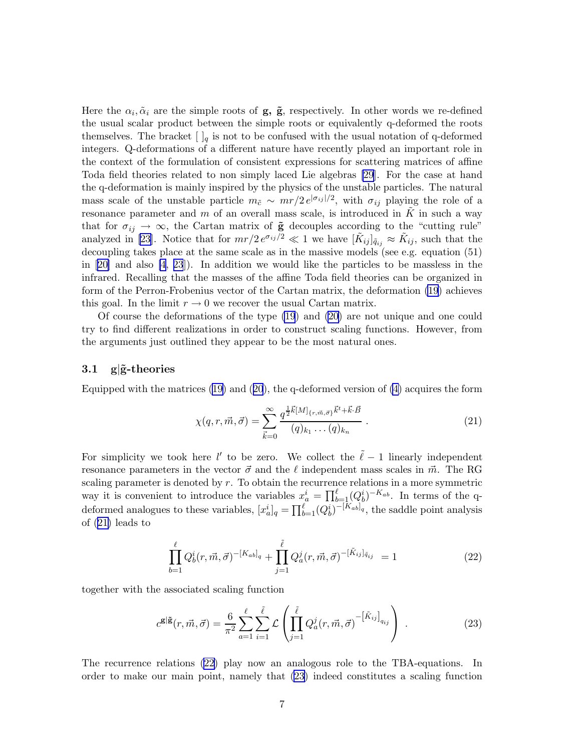Here the $\alpha_i, \tilde{\alpha}_i$ are the simple roots of $\mathbf{g}$, $\tilde{\mathbf{g}}$, respectively. In other words we re-defined the usual scalar product between the simple roots or equivalently q-deformed the roots themselves. The bracket $[\ ]_q$ is not to be confused with the usual notation of q-deformed integers. Q-deformations of a different nature have recently played an important role in the context of the formulation of consistent expressions for scattering matrices of affine Toda field theories related to non simply laced Lie algebras [29]. For the case at hand the q-deformation is mainly inspired by the physics of the unstable particles. The natural mass scale of the unstable particle $m_{\tilde{c}} \sim mr/2\, e^{|\sigma_{ij}|/2}$, with $\sigma_{ij}$ playing the role of a resonance parameter and $m$ of an overall mass scale, is introduced in $\tilde{K}$ in such a way that for $\sigma_{ij} \to \infty$, the Cartan matrix of $\tilde{\mathbf{g}}$ decouples according to the "cutting rule" analyzed in [23]. Notice that for $mr/2\, e^{\sigma_{ij}/2} \ll 1$ we have $[\tilde{K}_{ij}]_{\tilde{q}_{ij}} \approx \tilde{K}_{ij}$, such that the decoupling takes place at the same scale as in the massive models (see e.g. equation (51) in [20] and also [4, 23]). In addition we would like the particles to be massless in the infrared. Recalling that the masses of the affine Toda field theories can be organized in form of the Perron-Frobenius vector of the Cartan matrix, the deformation (19) achieves this goal. In the limit $r \to 0$ we recover the usual Cartan matrix.

Of course the deformations of the type (19) and (20) are not unique and one could try to find different realizations in order to construct scaling functions. However, from the arguments just outlined they appear to be the most natural ones.

### 3.1 $\mathbf{g}|\tilde{\mathbf{g}}$-theories

Equipped with the matrices (19) and (20), the q-deformed version of (4) acquires the form

$$\chi(q, r, \vec{m}, \vec{\sigma}) = \sum_{\vec{k}=0}^{\infty} \frac{q^{\frac{1}{2}\vec{k}[M]_{\{r,\vec{m},\vec{\sigma}\}}\vec{k}^t + \vec{k}\cdot\vec{B}}}{(q)_{k_1}\ldots(q)_{k_n}} \,. \tag{21}$$

For simplicity we took here $l'$ to be zero. We collect the $\tilde{\ell}-1$ linearly independent resonance parameters in the vector $\vec{\sigma}$ and the $\ell$ independent mass scales in $\vec{m}$. The RG scaling parameter is denoted by $r$. To obtain the recurrence relations in a more symmetric way it is convenient to introduce the variables $x_a^i = \prod_{b=1}^{\ell}(Q_b^i)^{-K_{ab}}$. In terms of the q-deformed analogues to these variables, $[x_a^i]_q = \prod_{b=1}^{\ell}(Q_b^i)^{-[K_{ab}]_q}$, the saddle point analysis of (21) leads to

$$\prod_{b=1}^{\ell} Q_b^i(r, \vec{m}, \vec{\sigma})^{-[K_{ab}]_q} + \prod_{j=1}^{\tilde{\ell}} Q_a^j(r, \vec{m}, \vec{\sigma})^{-[\tilde{K}_{ij}]_{\tilde{q}_{ij}}} = 1 \tag{22}$$

together with the associated scaling function

$$c^{\mathbf{g}|\tilde{\mathbf{g}}}(r, \vec{m}, \vec{\sigma}) = \frac{6}{\pi^2} \sum_{a=1}^{\ell} \sum_{i=1}^{\tilde{\ell}} \mathcal{L}\left( \prod_{j=1}^{\tilde{\ell}} Q_a^j(r, \vec{m}, \vec{\sigma})^{-\left[\tilde{K}_{ij}\right]_{q_{ij}}} \right) \,. \tag{23}$$

The recurrence relations (22) play now an analogous role to the TBA-equations. In order to make our main point, namely that (23) indeed constitutes a scaling function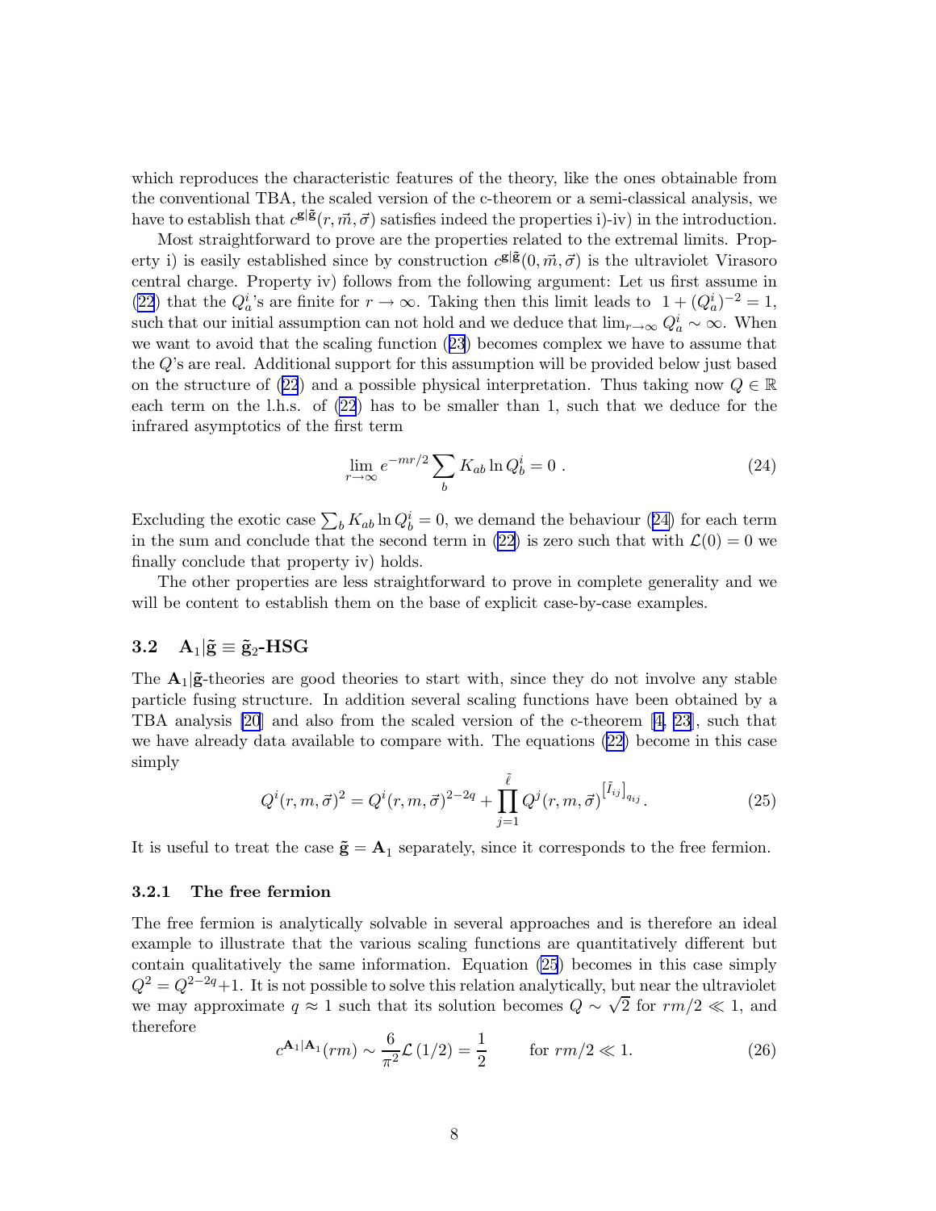which reproduces the characteristic features of the theory, like the ones obtainable from the conventional TBA, the scaled version of the c-theorem or a semi-classical analysis, we have to establish that $c^{\mathbf{g}|\tilde{\mathbf{g}}}(r,\vec{m},\vec{\sigma})$ satisfies indeed the properties i)-iv) in the introduction.

Most straightforward to prove are the properties related to the extremal limits. Property i) is easily established since by construction $c^{\mathbf{g}|\tilde{\mathbf{g}}}(0,\vec{m},\vec{\sigma})$ is the ultraviolet Virasoro central charge. Property iv) follows from the following argument: Let us first assume in (22) that the $Q_a^i$'s are finite for $r\to\infty$. Taking then this limit leads to $1+(Q_a^i)^{-2}=1$, such that our initial assumption can not hold and we deduce that $\lim_{r\to\infty} Q_a^i \sim \infty$. When we want to avoid that the scaling function (23) becomes complex we have to assume that the $Q$'s are real. Additional support for this assumption will be provided below just based on the structure of (22) and a possible physical interpretation. Thus taking now $Q\in\mathbb{R}$ each term on the l.h.s. of (22) has to be smaller than 1, such that we deduce for the infrared asymptotics of the first term

$$
\lim_{r\to\infty} e^{-mr/2}\sum_b K_{ab}\ln Q_b^i = 0\ . \tag{24}
$$

Excluding the exotic case $\sum_b K_{ab}\ln Q_b^i = 0$, we demand the behaviour (24) for each term in the sum and conclude that the second term in (22) is zero such that with $\mathcal{L}(0)=0$ we finally conclude that property iv) holds.

The other properties are less straightforward to prove in complete generality and we will be content to establish them on the base of explicit case-by-case examples.

## 3.2 $\mathbf{A}_1|\tilde{\mathbf{g}} \equiv \tilde{\mathbf{g}}_2$-HSG

The $\mathbf{A}_1|\tilde{\mathbf{g}}$-theories are good theories to start with, since they do not involve any stable particle fusing structure. In addition several scaling functions have been obtained by a TBA analysis [20] and also from the scaled version of the c-theorem [4, 23], such that we have already data available to compare with. The equations (22) become in this case simply

$$
Q^i(r,m,\vec{\sigma})^2 = Q^i(r,m,\vec{\sigma})^{2-2q} + \prod_{j=1}^{\tilde{\ell}} Q^j(r,m,\vec{\sigma})^{\left[\tilde{I}_{ij}\right]_{q_{ij}}}. \tag{25}
$$

It is useful to treat the case $\tilde{\mathbf{g}}=\mathbf{A}_1$ separately, since it corresponds to the free fermion.

### 3.2.1 The free fermion

The free fermion is analytically solvable in several approaches and is therefore an ideal example to illustrate that the various scaling functions are quantitatively different but contain qualitatively the same information. Equation (25) becomes in this case simply $Q^2 = Q^{2-2q}+1$. It is not possible to solve this relation analytically, but near the ultraviolet we may approximate $q\approx 1$ such that its solution becomes $Q\sim\sqrt{2}$ for $rm/2 \ll 1$, and therefore

$$
c^{\mathbf{A}_1|\mathbf{A}_1}(rm) \sim \frac{6}{\pi^2}\mathcal{L}\left(1/2\right) = \frac{1}{2} \qquad \text{for } rm/2 \ll 1. \tag{26}
$$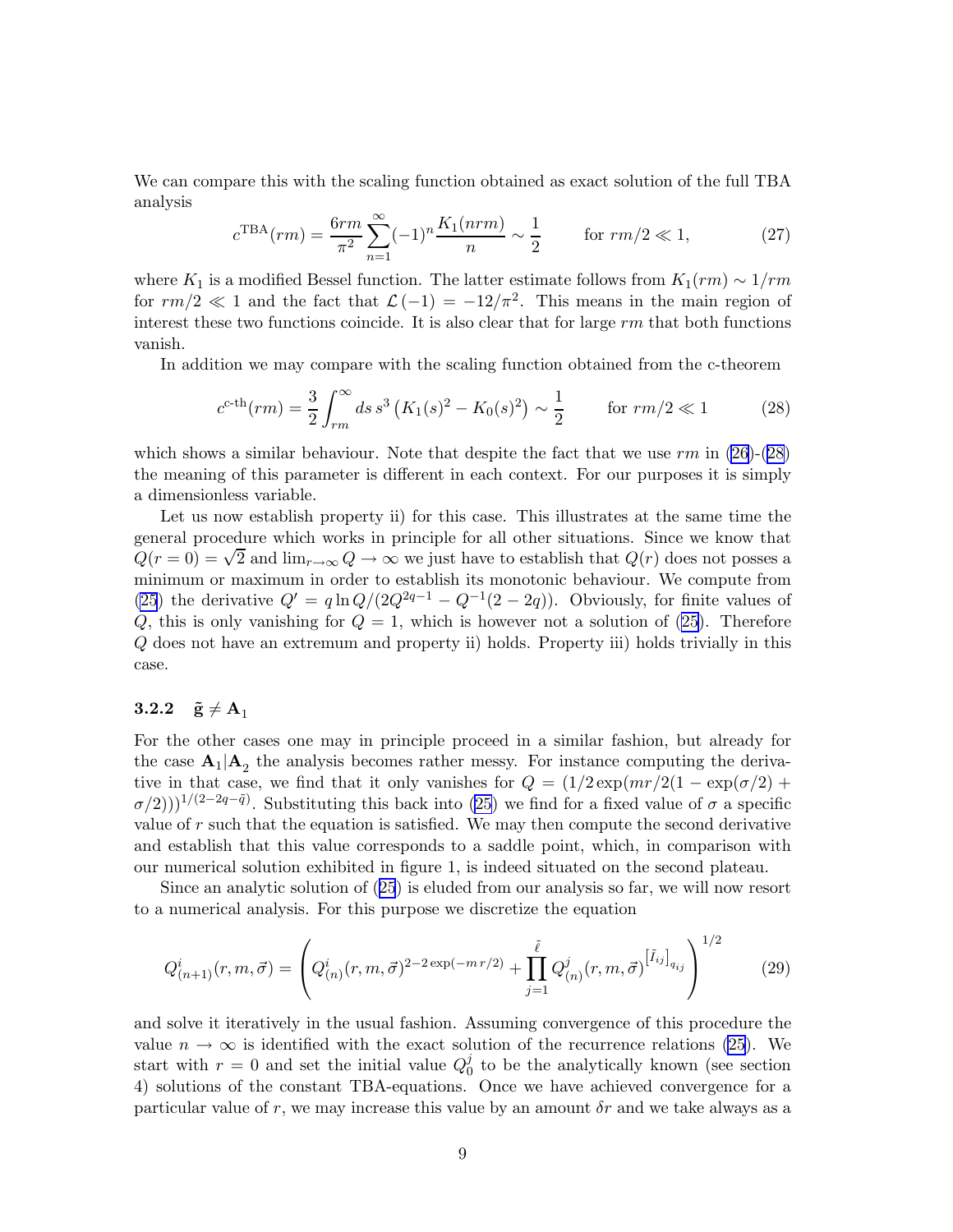We can compare this with the scaling function obtained as exact solution of the full TBA analysis

$$c^{\text{TBA}}(rm) = \frac{6rm}{\pi^2} \sum_{n=1}^{\infty} (-1)^n \frac{K_1(nrm)}{n} \sim \frac{1}{2} \qquad \text{for } rm/2 \ll 1, \tag{27}$$

where $K_1$ is a modified Bessel function. The latter estimate follows from $K_1(rm) \sim 1/rm$ for $rm/2 \ll 1$ and the fact that $\mathcal{L}(-1) = -12/\pi^2$. This means in the main region of interest these two functions coincide. It is also clear that for large $rm$ that both functions vanish.

In addition we may compare with the scaling function obtained from the c-theorem

$$c^{\text{c-th}}(rm) = \frac{3}{2} \int_{rm}^{\infty} ds\, s^3 \left(K_1(s)^2 - K_0(s)^2\right) \sim \frac{1}{2} \qquad \text{for } rm/2 \ll 1 \tag{28}$$

which shows a similar behaviour. Note that despite the fact that we use $rm$ in (26)-(28) the meaning of this parameter is different in each context. For our purposes it is simply a dimensionless variable.

Let us now establish property ii) for this case. This illustrates at the same time the general procedure which works in principle for all other situations. Since we know that $Q(r=0) = \sqrt{2}$ and $\lim_{r\to\infty} Q \to \infty$ we just have to establish that $Q(r)$ does not posses a minimum or maximum in order to establish its monotonic behaviour. We compute from (25) the derivative $Q' = q \ln Q/(2Q^{2q-1} - Q^{-1}(2-2q))$. Obviously, for finite values of $Q$, this is only vanishing for $Q = 1$, which is however not a solution of (25). Therefore $Q$ does not have an extremum and property ii) holds. Property iii) holds trivially in this case.

### 3.2.2 $\tilde{\mathbf{g}} \neq \mathbf{A}_1$

For the other cases one may in principle proceed in a similar fashion, but already for the case $\mathbf{A}_1|\mathbf{A}_2$ the analysis becomes rather messy. For instance computing the derivative in that case, we find that it only vanishes for $Q = (1/2\exp(mr/2(1-\exp(\sigma/2)+\sigma/2)))^{1/(2-2q-\tilde{q})}$. Substituting this back into (25) we find for a fixed value of $\sigma$ a specific value of $r$ such that the equation is satisfied. We may then compute the second derivative and establish that this value corresponds to a saddle point, which, in comparison with our numerical solution exhibited in figure 1, is indeed situated on the second plateau.

Since an analytic solution of (25) is eluded from our analysis so far, we will now resort to a numerical analysis. For this purpose we discretize the equation

$$Q^i_{(n+1)}(r,m,\vec{\sigma}) = \left( Q^i_{(n)}(r,m,\vec{\sigma})^{2-2\exp(-m\,r/2)} + \prod_{j=1}^{\tilde{\ell}} Q^j_{(n)}(r,m,\vec{\sigma})^{\left[\tilde{I}_{ij}\right]_{q_{ij}}} \right)^{1/2} \tag{29}$$

and solve it iteratively in the usual fashion. Assuming convergence of this procedure the value $n \to \infty$ is identified with the exact solution of the recurrence relations (25). We start with $r = 0$ and set the initial value $Q^j_0$ to be the analytically known (see section 4) solutions of the constant TBA-equations. Once we have achieved convergence for a particular value of $r$, we may increase this value by an amount $\delta r$ and we take always as a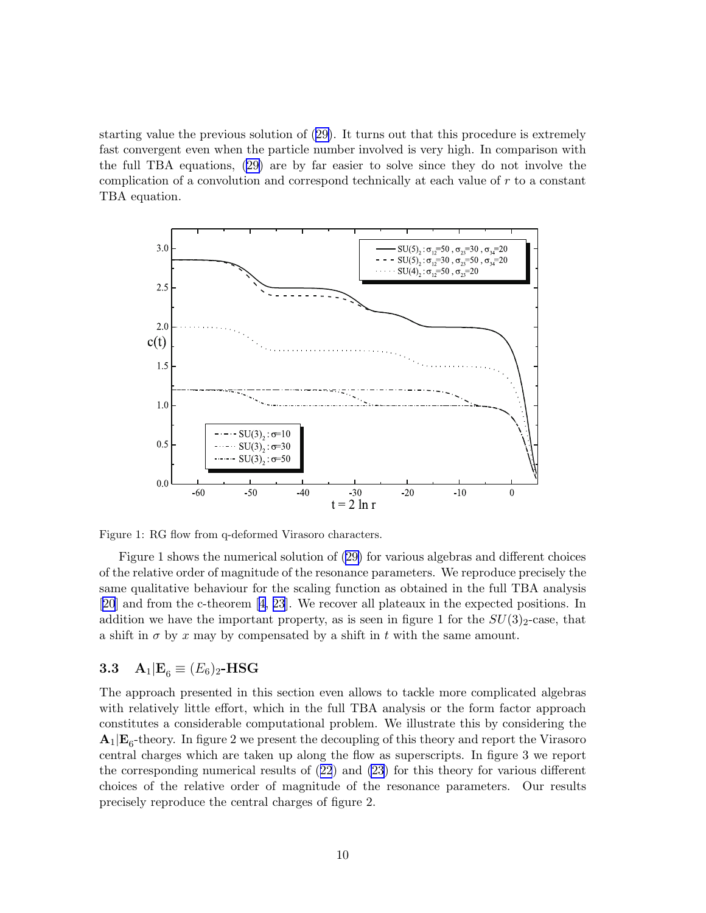starting value the previous solution of (29). It turns out that this procedure is extremely fast convergent even when the particle number involved is very high. In comparison with the full TBA equations, (29) are by far easier to solve since they do not involve the complication of a convolution and correspond technically at each value of $r$ to a constant TBA equation.

Figure 1: RG flow from q-deformed Virasoro characters.

Figure 1 shows the numerical solution of (29) for various algebras and different choices of the relative order of magnitude of the resonance parameters. We reproduce precisely the same qualitative behaviour for the scaling function as obtained in the full TBA analysis [20] and from the c-theorem [4, 23]. We recover all plateaux in the expected positions. In addition we have the important property, as is seen in figure 1 for the $SU(3)_2$-case, that a shift in $\sigma$ by $x$ may by compensated by a shift in $t$ with the same amount.

### 3.3 $\mathbf{A}_1|\mathbf{E}_6 \equiv (E_6)_2$-HSG

The approach presented in this section even allows to tackle more complicated algebras with relatively little effort, which in the full TBA analysis or the form factor approach constitutes a considerable computational problem. We illustrate this by considering the $\mathbf{A}_1|\mathbf{E}_6$-theory. In figure 2 we present the decoupling of this theory and report the Virasoro central charges which are taken up along the flow as superscripts. In figure 3 we report the corresponding numerical results of (22) and (23) for this theory for various different choices of the relative order of magnitude of the resonance parameters. Our results precisely reproduce the central charges of figure 2.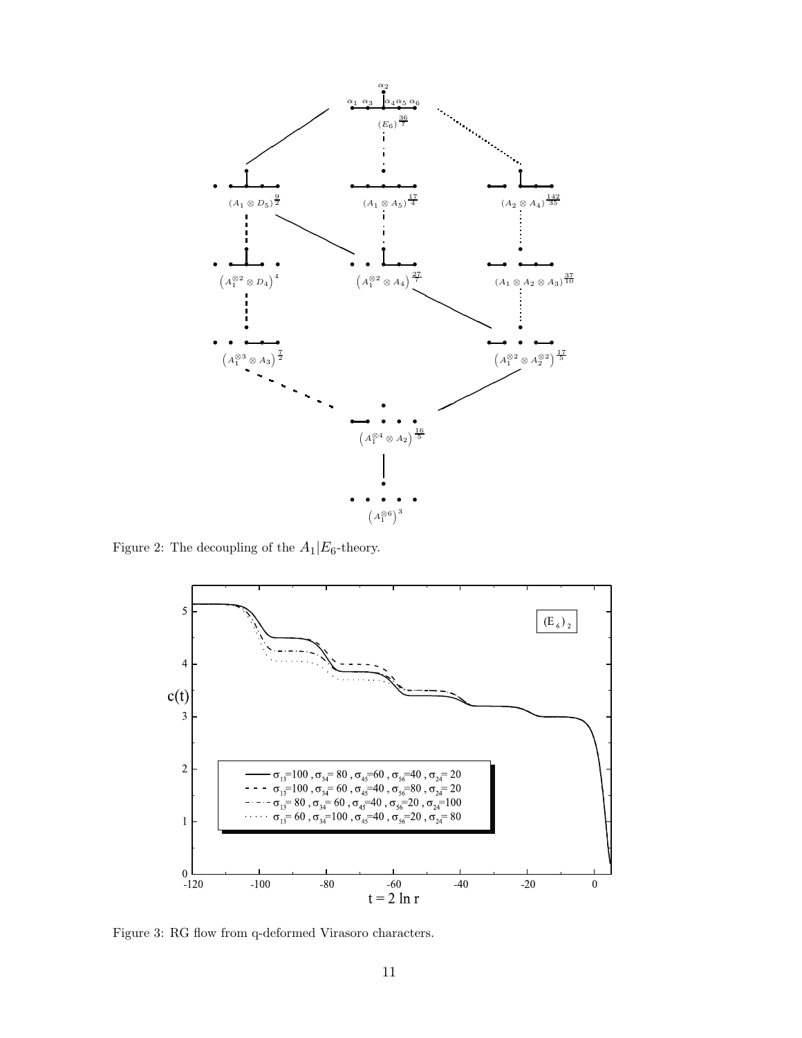Figure 2: The decoupling of the $A_1|E_6$-theory.

Figure 3: RG flow from q-deformed Virasoro characters.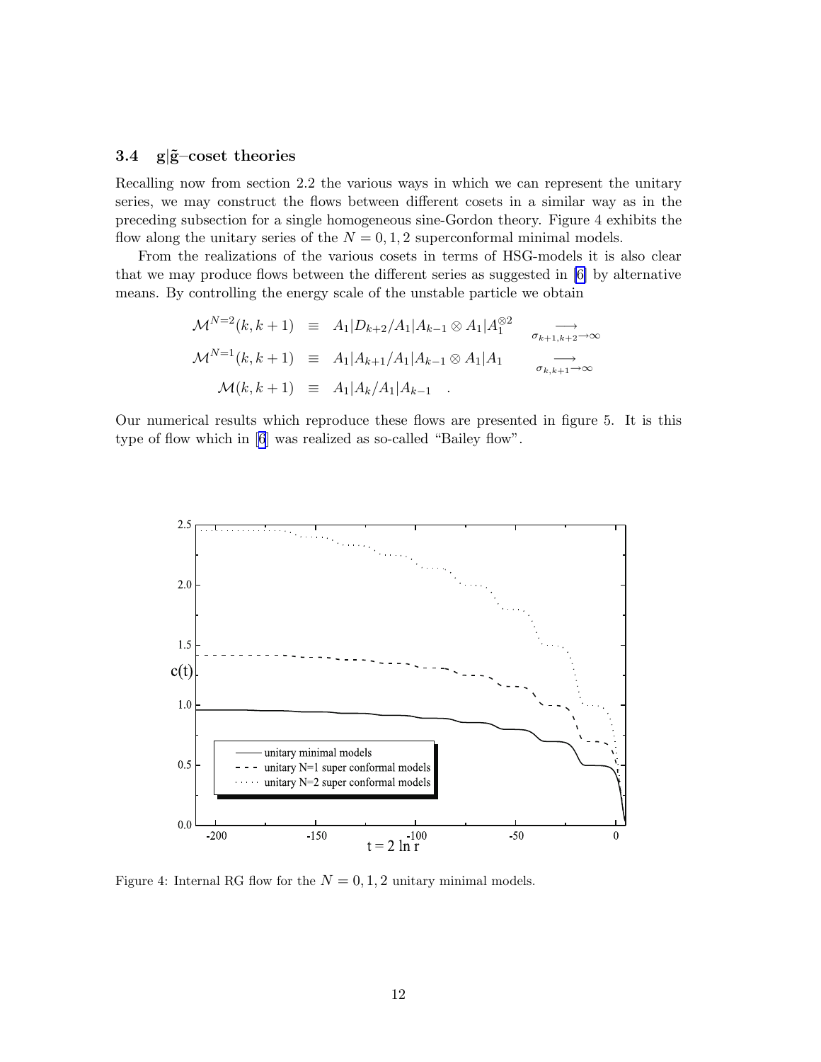### 3.4 $\mathrm{g}|\tilde{\mathrm{g}}$–coset theories

Recalling now from section 2.2 the various ways in which we can represent the unitary series, we may construct the flows between different cosets in a similar way as in the preceding subsection for a single homogeneous sine-Gordon theory. Figure 4 exhibits the flow along the unitary series of the $N = 0, 1, 2$ superconformal minimal models.

From the realizations of the various cosets in terms of HSG-models it is also clear that we may produce flows between the different series as suggested in [6] by alternative means. By controlling the energy scale of the unstable particle we obtain

$$
\begin{aligned}
\mathcal{M}^{N=2}(k,k+1) &\equiv A_1|D_{k+2}/A_1|A_{k-1} \otimes A_1|A_1^{\otimes 2} \quad \underset{\sigma_{k+1,k+2}\to\infty}{\longrightarrow} \\
\mathcal{M}^{N=1}(k,k+1) &\equiv A_1|A_{k+1}/A_1|A_{k-1} \otimes A_1|A_1 \quad \underset{\sigma_{k,k+1}\to\infty}{\longrightarrow} \\
\mathcal{M}(k,k+1) &\equiv A_1|A_k/A_1|A_{k-1} \quad .
\end{aligned}
$$

Our numerical results which reproduce these flows are presented in figure 5. It is this type of flow which in [6] was realized as so-called "Bailey flow".

Figure 4: Internal RG flow for the $N = 0, 1, 2$ unitary minimal models.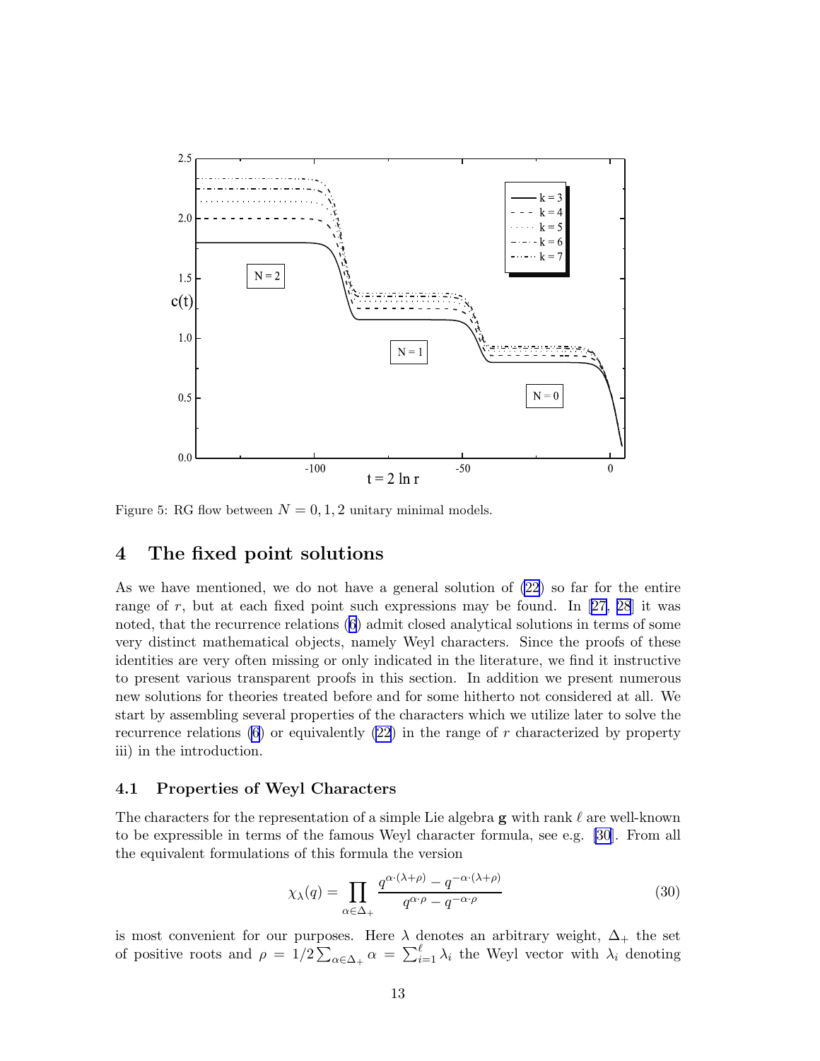Figure 5: RG flow between $N = 0, 1, 2$ unitary minimal models.

## 4 The fixed point solutions

As we have mentioned, we do not have a general solution of (22) so far for the entire range of $r$, but at each fixed point such expressions may be found. In [27, 28] it was noted, that the recurrence relations (6) admit closed analytical solutions in terms of some very distinct mathematical objects, namely Weyl characters. Since the proofs of these identities are very often missing or only indicated in the literature, we find it instructive to present various transparent proofs in this section. In addition we present numerous new solutions for theories treated before and for some hitherto not considered at all. We start by assembling several properties of the characters which we utilize later to solve the recurrence relations (6) or equivalently (22) in the range of $r$ characterized by property iii) in the introduction.

### 4.1 Properties of Weyl Characters

The characters for the representation of a simple Lie algebra $\mathbf{g}$ with rank $\ell$ are well-known to be expressible in terms of the famous Weyl character formula, see e.g. [30]. From all the equivalent formulations of this formula the version

$$\chi_\lambda(q) = \prod_{\alpha \in \Delta_+} \frac{q^{\alpha \cdot (\lambda + \rho)} - q^{-\alpha \cdot (\lambda + \rho)}}{q^{\alpha \cdot \rho} - q^{-\alpha \cdot \rho}} \tag{30}$$

is most convenient for our purposes. Here $\lambda$ denotes an arbitrary weight, $\Delta_+$ the set of positive roots and $\rho = 1/2 \sum_{\alpha \in \Delta_+} \alpha = \sum_{i=1}^{\ell} \lambda_i$ the Weyl vector with $\lambda_i$ denoting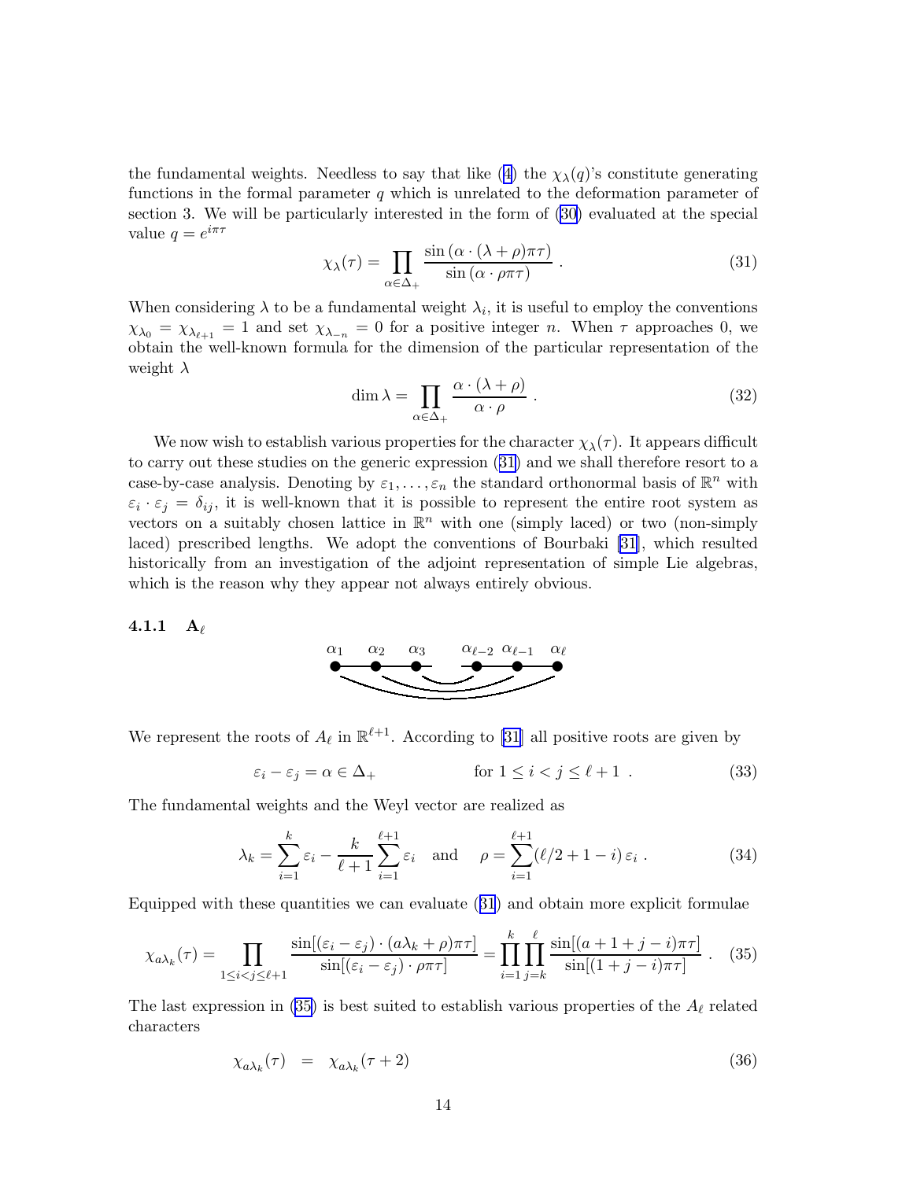the fundamental weights. Needless to say that like (4) the $\chi_\lambda(q)$'s constitute generating functions in the formal parameter $q$ which is unrelated to the deformation parameter of section 3. We will be particularly interested in the form of (30) evaluated at the special value $q = e^{i\pi\tau}$

$$\chi_\lambda(\tau) = \prod_{\alpha\in\Delta_+} \frac{\sin\left(\alpha\cdot(\lambda+\rho)\pi\tau\right)}{\sin\left(\alpha\cdot\rho\pi\tau\right)} \ . \tag{31}$$

When considering $\lambda$ to be a fundamental weight $\lambda_i$, it is useful to employ the conventions $\chi_{\lambda_0} = \chi_{\lambda_{\ell+1}} = 1$ and set $\chi_{\lambda_{-n}} = 0$ for a positive integer $n$. When $\tau$ approaches 0, we obtain the well-known formula for the dimension of the particular representation of the weight $\lambda$

$$\dim\lambda = \prod_{\alpha\in\Delta_+} \frac{\alpha\cdot(\lambda+\rho)}{\alpha\cdot\rho} \ . \tag{32}$$

We now wish to establish various properties for the character $\chi_\lambda(\tau)$. It appears difficult to carry out these studies on the generic expression (31) and we shall therefore resort to a case-by-case analysis. Denoting by $\varepsilon_1,\ldots,\varepsilon_n$ the standard orthonormal basis of $\mathbb{R}^n$ with $\varepsilon_i\cdot\varepsilon_j = \delta_{ij}$, it is well-known that it is possible to represent the entire root system as vectors on a suitably chosen lattice in $\mathbb{R}^n$ with one (simply laced) or two (non-simply laced) prescribed lengths. We adopt the conventions of Bourbaki [31], which resulted historically from an investigation of the adjoint representation of simple Lie algebras, which is the reason why they appear not always entirely obvious.

#### 4.1.1 $\mathbf{A}_\ell$

$\alpha_1 \quad \alpha_2 \quad \alpha_3 \quad \alpha_{\ell-2} \quad \alpha_{\ell-1} \quad \alpha_\ell$

We represent the roots of $A_\ell$ in $\mathbb{R}^{\ell+1}$. According to [31] all positive roots are given by

$$\varepsilon_i - \varepsilon_j = \alpha \in \Delta_+ \qquad\qquad \text{for } 1\leq i<j\leq \ell+1 \ . \tag{33}$$

The fundamental weights and the Weyl vector are realized as

$$\lambda_k = \sum_{i=1}^{k}\varepsilon_i - \frac{k}{\ell+1}\sum_{i=1}^{\ell+1}\varepsilon_i \quad \text{and} \quad \rho = \sum_{i=1}^{\ell+1}(\ell/2+1-i)\,\varepsilon_i \ . \tag{34}$$

Equipped with these quantities we can evaluate (31) and obtain more explicit formulae

$$\chi_{a\lambda_k}(\tau) = \prod_{1\leq i<j\leq \ell+1} \frac{\sin[(\varepsilon_i-\varepsilon_j)\cdot(a\lambda_k+\rho)\pi\tau]}{\sin[(\varepsilon_i-\varepsilon_j)\cdot\rho\pi\tau]} = \prod_{i=1}^{k}\prod_{j=k}^{\ell} \frac{\sin[(a+1+j-i)\pi\tau]}{\sin[(1+j-i)\pi\tau]} \ . \tag{35}$$

The last expression in (35) is best suited to establish various properties of the $A_\ell$ related characters

$$\chi_{a\lambda_k}(\tau) \;\; = \;\; \chi_{a\lambda_k}(\tau+2) \tag{36}$$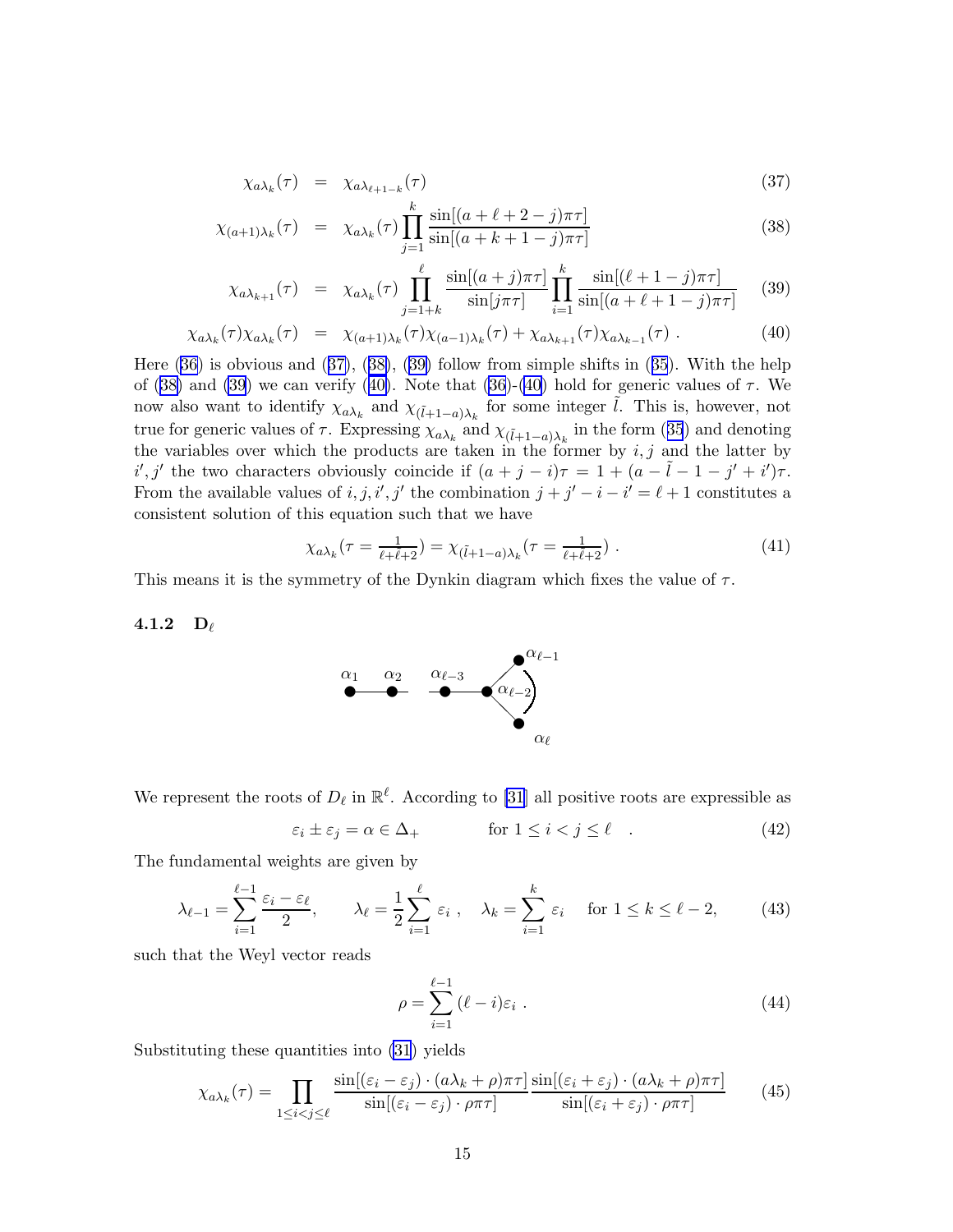$$
\begin{aligned}
\chi_{a\lambda_k}(\tau) &= \chi_{a\lambda_{\ell+1-k}}(\tau) &(37)\\
\chi_{(a+1)\lambda_k}(\tau) &= \chi_{a\lambda_k}(\tau)\prod_{j=1}^{k}\frac{\sin[(a+\ell+2-j)\pi\tau]}{\sin[(a+k+1-j)\pi\tau]} &(38)\\
\chi_{a\lambda_{k+1}}(\tau) &= \chi_{a\lambda_k}(\tau)\prod_{j=1+k}^{\ell}\frac{\sin[(a+j)\pi\tau]}{\sin[j\pi\tau]}\prod_{i=1}^{k}\frac{\sin[(\ell+1-j)\pi\tau]}{\sin[(a+\ell+1-j)\pi\tau]} &(39)\\
\chi_{a\lambda_k}(\tau)\chi_{a\lambda_k}(\tau) &= \chi_{(a+1)\lambda_k}(\tau)\chi_{(a-1)\lambda_k}(\tau)+\chi_{a\lambda_{k+1}}(\tau)\chi_{a\lambda_{k-1}}(\tau)\ . &(40)
\end{aligned}
$$

Here (36) is obvious and (37), (38), (39) follow from simple shifts in (35). With the help of (38) and (39) we can verify (40). Note that (36)-(40) hold for generic values of $\tau$. We now also want to identify $\chi_{a\lambda_k}$ and $\chi_{(\tilde{l}+1-a)\lambda_k}$ for some integer $\tilde{l}$. This is, however, not true for generic values of $\tau$. Expressing $\chi_{a\lambda_k}$ and $\chi_{(\tilde{l}+1-a)\lambda_k}$ in the form (35) and denoting the variables over which the products are taken in the former by $i,j$ and the latter by $i',j'$ the two characters obviously coincide if $(a+j-i)\tau = 1+(a-\tilde{l}-1-j'+i')\tau$. From the available values of $i,j,i',j'$ the combination $j+j'-i-i' = \ell+1$ constitutes a consistent solution of this equation such that we have

$$
\chi_{a\lambda_k}(\tau=\tfrac{1}{\ell+\tilde{\ell}+2}) = \chi_{(\tilde{l}+1-a)\lambda_k}(\tau=\tfrac{1}{\ell+\tilde{\ell}+2})\ . \tag{41}
$$

This means it is the symmetry of the Dynkin diagram which fixes the value of $\tau$.

#### 4.1.2 $\mathbf{D}_\ell$

We represent the roots of $D_\ell$ in $\mathbb{R}^\ell$. According to [31] all positive roots are expressible as

$$
\varepsilon_i \pm \varepsilon_j = \alpha \in \Delta_+ \qquad\qquad \text{for } 1\leq i<j\leq \ell \quad . \tag{42}
$$

The fundamental weights are given by

$$
\lambda_{\ell-1} = \sum_{i=1}^{\ell-1}\frac{\varepsilon_i-\varepsilon_\ell}{2},\qquad \lambda_\ell = \frac{1}{2}\sum_{i=1}^{\ell}\varepsilon_i\ ,\quad \lambda_k = \sum_{i=1}^{k}\varepsilon_i \quad \text{for } 1\leq k\leq \ell-2, \tag{43}
$$

such that the Weyl vector reads

$$
\rho = \sum_{i=1}^{\ell-1}(\ell-i)\varepsilon_i\ . \tag{44}
$$

Substituting these quantities into (31) yields

$$
\chi_{a\lambda_k}(\tau) = \prod_{1\leq i<j\leq \ell}\frac{\sin[(\varepsilon_i-\varepsilon_j)\cdot(a\lambda_k+\rho)\pi\tau]}{\sin[(\varepsilon_i-\varepsilon_j)\cdot\rho\pi\tau]}\frac{\sin[(\varepsilon_i+\varepsilon_j)\cdot(a\lambda_k+\rho)\pi\tau]}{\sin[(\varepsilon_i+\varepsilon_j)\cdot\rho\pi\tau]} \tag{45}
$$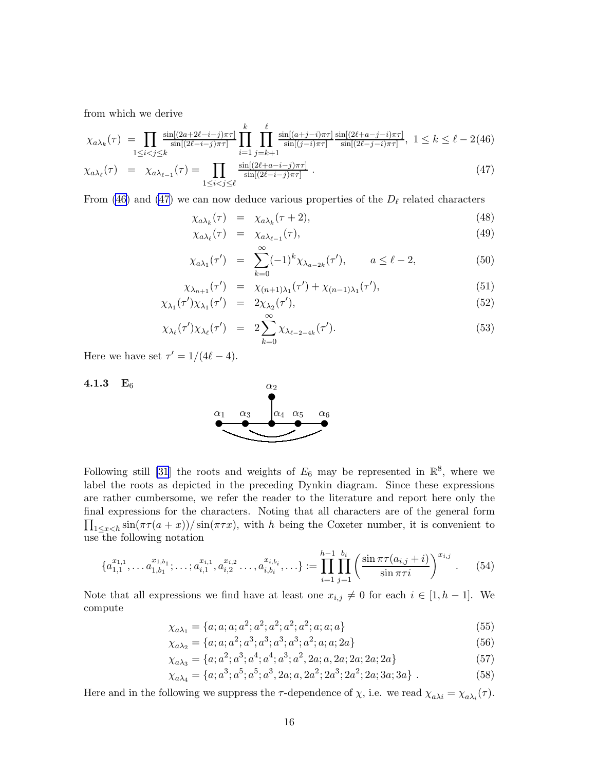from which we derive

$$\chi_{a\lambda_k}(\tau) = \prod_{1\le i<j\le k} \frac{\sin[(2a+2\ell-i-j)\pi\tau]}{\sin[(2\ell-i-j)\pi\tau]} \prod_{i=1}^{k}\prod_{j=k+1}^{\ell} \frac{\sin[(a+j-i)\pi\tau]}{\sin[(j-i)\pi\tau]}\frac{\sin[(2\ell+a-j-i)\pi\tau]}{\sin[(2\ell-j-i)\pi\tau]},\ 1\le k\le \ell-2 \quad (46)$$

$$\chi_{a\lambda_\ell}(\tau) = \chi_{a\lambda_{\ell-1}}(\tau) = \prod_{1\le i<j\le \ell} \frac{\sin[(2\ell+a-i-j)\pi\tau]}{\sin[(2\ell-i-j)\pi\tau]}\ . \quad (47)$$

From (46) and (47) we can now deduce various properties of the $D_\ell$ related characters

$$\chi_{a\lambda_k}(\tau) = \chi_{a\lambda_k}(\tau+2), \quad (48)$$

$$\chi_{a\lambda_\ell}(\tau) = \chi_{a\lambda_{\ell-1}}(\tau), \quad (49)$$

$$\chi_{a\lambda_1}(\tau') = \sum_{k=0}^{\infty}(-1)^k\chi_{\lambda_{a-2k}}(\tau'), \qquad a\le \ell-2, \quad (50)$$

$$\chi_{\lambda_{n+1}}(\tau') = \chi_{(n+1)\lambda_1}(\tau')+\chi_{(n-1)\lambda_1}(\tau'), \quad (51)$$

$$\chi_{\lambda_1}(\tau')\chi_{\lambda_1}(\tau') = 2\chi_{\lambda_2}(\tau'), \quad (52)$$

$$\chi_{\lambda_\ell}(\tau')\chi_{\lambda_\ell}(\tau') = 2\sum_{k=0}^{\infty}\chi_{\lambda_{\ell-2-4k}}(\tau'). \quad (53)$$

Here we have set $\tau' = 1/(4\ell-4)$.

### 4.1.3 $\mathbf{E}_6$

Following still [31] the roots and weights of $E_6$ may be represented in $\mathbb{R}^8$, where we label the roots as depicted in the preceding Dynkin diagram. Since these expressions are rather cumbersome, we refer the reader to the literature and report here only the final expressions for the characters. Noting that all characters are of the general form $\prod_{1\le x<h}\sin(\pi\tau(a+x))/\sin(\pi\tau x)$, with $h$ being the Coxeter number, it is convenient to use the following notation

$$\{a_{1,1}^{x_{1,1}},\dots a_{1,b_1}^{x_{1,b_1}};\dots;a_{i,1}^{x_{i,1}},a_{i,2}^{x_{i,2}}\dots,a_{i,b_i}^{x_{i,b_i}},\dots\} := \prod_{i=1}^{h-1}\prod_{j=1}^{b_i}\left(\frac{\sin\pi\tau(a_{i,j}+i)}{\sin\pi\tau i}\right)^{x_{i,j}}. \quad (54)$$

Note that all expressions we find have at least one $x_{i,j}\neq 0$ for each $i\in[1,h-1]$. We compute

$$\chi_{a\lambda_1} = \{a;a;a;a^2;a^2;a^2;a^2;a^2;a;a;a\} \quad (55)$$

$$\chi_{a\lambda_2} = \{a;a;a^2;a^3;a^3;a^3;a^3;a^2;a;a;2a\} \quad (56)$$

$$\chi_{a\lambda_3} = \{a;a^2;a^3;a^4;a^4;a^3;a^2,2a;a,2a;2a;2a;2a\} \quad (57)$$

$$\chi_{a\lambda_4} = \{a;a^3;a^5;a^5;a^3,2a;a,2a^2;2a^3;2a^2;2a;3a;3a\}\ . \quad (58)$$

Here and in the following we suppress the $\tau$-dependence of $\chi$, i.e. we read $\chi_{a\lambda i} = \chi_{a\lambda_i}(\tau)$.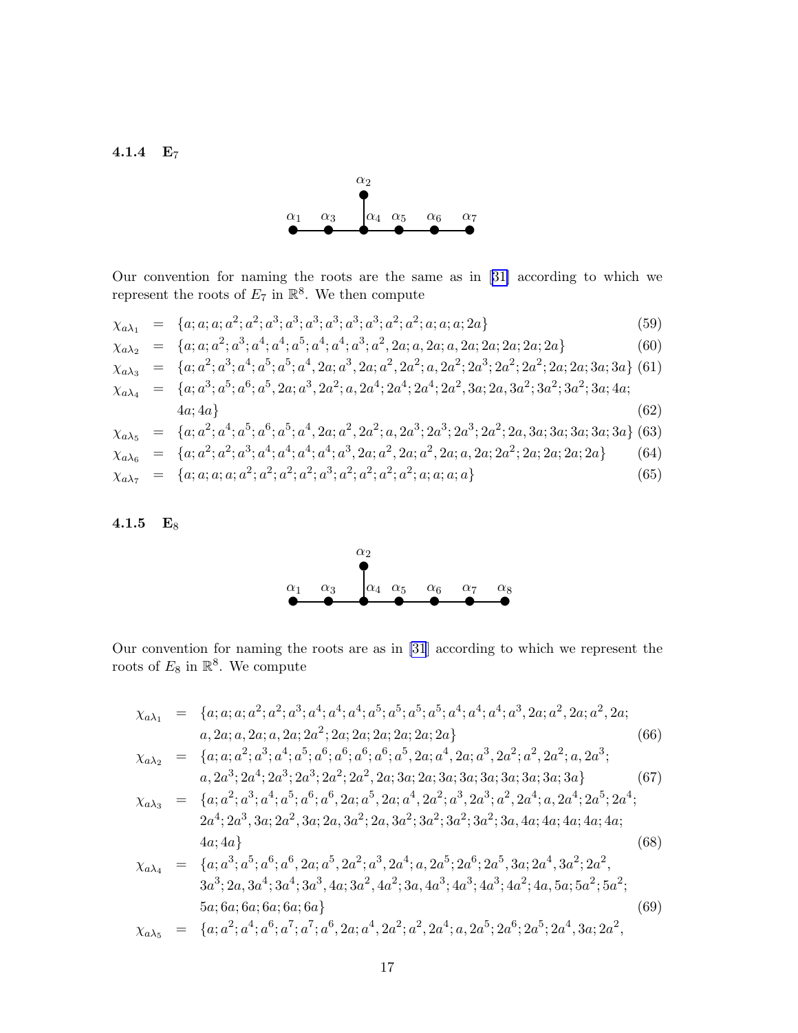#### 4.1.4 $\mathbf{E}_7$

$$
\begin{array}{ccccccc}
 & & \alpha_2 & & & & \\
 & & | & & & & \\
\alpha_1 & \alpha_3 & \alpha_4 & \alpha_5 & \alpha_6 & \alpha_7 &
\end{array}
$$

Our convention for naming the roots are the same as in [31] according to which we represent the roots of $E_7$ in $\mathbb{R}^8$. We then compute

$$
\chi_{a\lambda_1} = \{a;a;a;a^2;a^2;a^3;a^3;a^3;a^3;a^3;a^3;a^2;a^2;a;a;a;2a\} \quad (59)
$$

$$
\chi_{a\lambda_2} = \{a;a;a^2;a^3;a^4;a^4;a^5;a^4;a^4;a^3;a^2,2a;a,2a;a,2a;2a;2a;2a;2a\} \quad (60)
$$

$$
\chi_{a\lambda_3} = \{a;a^2;a^3;a^4;a^5;a^5;a^4,2a;a^3,2a;a^2,2a^2;a,2a^2;2a^3;2a^2;2a^2;2a;2a;3a;3a\} \quad (61)
$$

$$
\begin{aligned}
\chi_{a\lambda_4} = \{&a;a^3;a^5;a^6;a^5,2a;a^3,2a^2;a,2a^4;2a^4;2a^4;2a^2,3a;2a,3a^2;3a^2;3a^2;3a;4a;\\
&4a;4a\}
\end{aligned} \quad (62)
$$

$$
\chi_{a\lambda_5} = \{a;a^2;a^4;a^5;a^6;a^5;a^4,2a;a^2,2a^2;a,2a^3;2a^3;2a^3;2a^2;2a,3a;3a;3a;3a;3a\} \quad (63)
$$

$$
\chi_{a\lambda_6} = \{a;a^2;a^2;a^3;a^4;a^4;a^4;a^4;a^3,2a;a^2,2a;a^2,2a;a,2a;2a^2;2a;2a;2a;2a\} \quad (64)
$$

$$
\chi_{a\lambda_7} = \{a;a;a;a;a^2;a^2;a^2;a^2;a^3;a^2;a^2;a^2;a^2;a;a;a;a\} \quad (65)
$$

#### 4.1.5 $\mathbf{E}_8$

$$
\begin{array}{cccccccc}
 & & \alpha_2 & & & & & \\
 & & | & & & & & \\
\alpha_1 & \alpha_3 & \alpha_4 & \alpha_5 & \alpha_6 & \alpha_7 & \alpha_8 &
\end{array}
$$

Our convention for naming the roots are as in [31] according to which we represent the roots of $E_8$ in $\mathbb{R}^8$. We compute

$$
\begin{aligned}
\chi_{a\lambda_1} = \{&a;a;a;a^2;a^2;a^3;a^4;a^4;a^4;a^5;a^5;a^5;a^5;a^4;a^4;a^4;a^3,2a;a^2,2a;a^2,2a;\\
&a,2a;a,2a;a,2a;2a^2;2a;2a;2a;2a;2a;2a\}
\end{aligned} \quad (66)
$$

$$
\begin{aligned}
\chi_{a\lambda_2} = \{&a;a;a^2;a^3;a^4;a^5;a^6;a^6;a^6;a^6;a^5,2a;a^4,2a;a^3,2a^2;a^2,2a^2;a,2a^3;\\
&a,2a^3;2a^4;2a^3;2a^3;2a^2;2a^2,2a;3a;2a;3a;3a;3a;3a;3a;3a;3a\}
\end{aligned} \quad (67)
$$

$$
\begin{aligned}
\chi_{a\lambda_3} = \{&a;a^2;a^3;a^4;a^5;a^6;a^6,2a;a^5,2a;a^4,2a^2;a^3,2a^3;a^2,2a^4;a,2a^4;2a^5;2a^4;\\
&2a^4;2a^3,3a;2a^2,3a;2a,3a^2;2a,3a^2;3a^2;3a^2;3a^2;3a,4a;4a;4a;4a;4a;\\
&4a;4a\}
\end{aligned} \quad (68)
$$

$$
\begin{aligned}
\chi_{a\lambda_4} = \{&a;a^3;a^5;a^6;a^6,2a;a^5,2a^2;a^3,2a^4;a,2a^5;2a^6;2a^5,3a;2a^4,3a^2;2a^2,\\
&3a^3;2a,3a^4;3a^4;3a^3,4a;3a^2,4a^2;3a,4a^3;4a^3;4a^3;4a^2;4a,5a;5a^2;5a^2;\\
&5a;6a;6a;6a;6a;6a\}
\end{aligned} \quad (69)
$$

$$
\chi_{a\lambda_5} = \{a;a^2;a^4;a^6;a^7;a^7;a^6,2a;a^4,2a^2;a^2,2a^4;a,2a^5;2a^6;2a^5;2a^4,3a;2a^2,
$$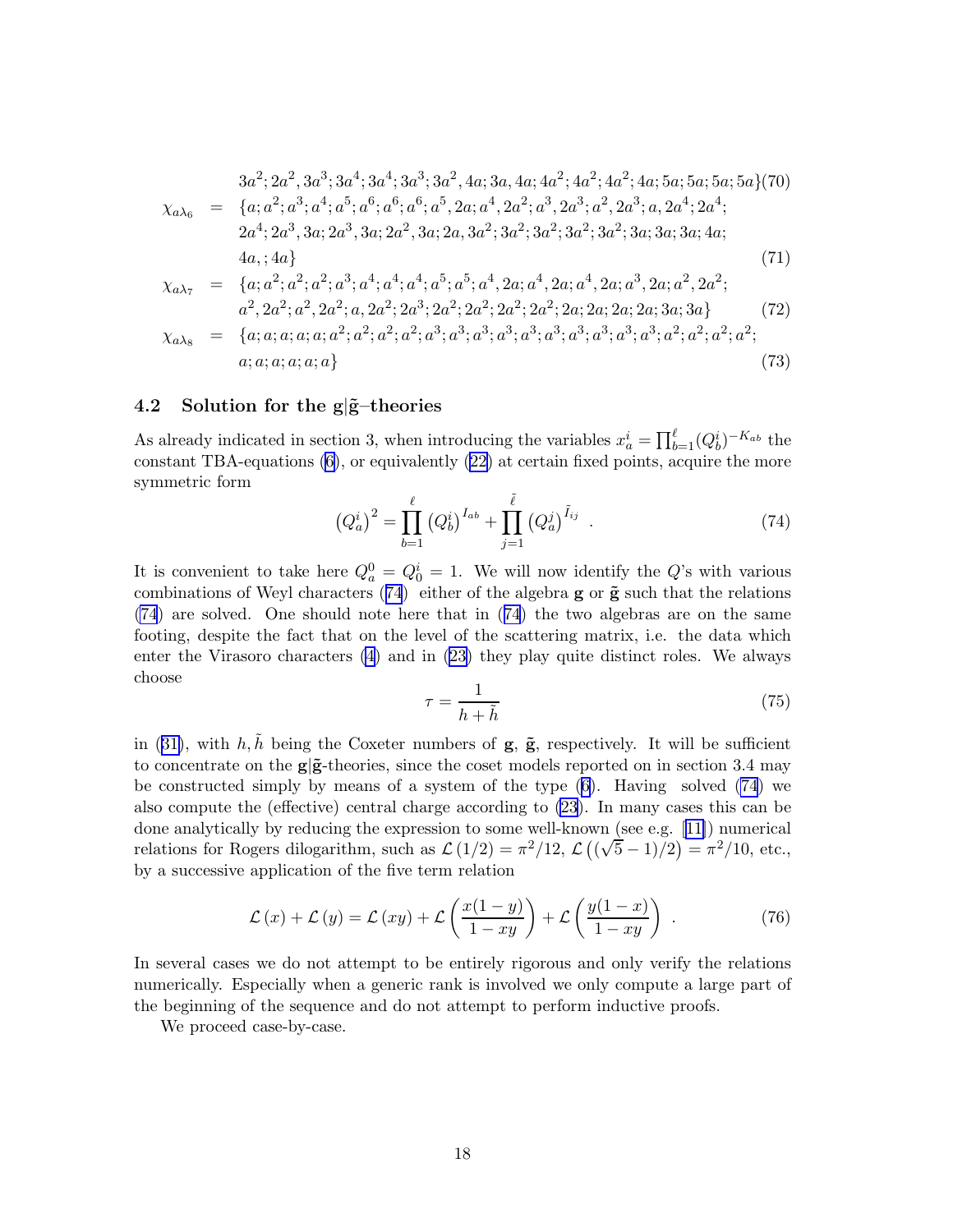$$3a^2; 2a^2, 3a^3; 3a^4; 3a^4; 3a^3; 3a^2, 4a; 3a, 4a; 4a^2; 4a^2; 4a^2; 4a; 5a; 5a; 5a; 5a\} \tag{70}$$

$$\begin{aligned}
\chi_{a\lambda_6} &= \{a; a^2; a^3; a^4; a^5; a^6; a^6; a^6; a^5, 2a; a^4, 2a^2; a^3, 2a^3; a^2, 2a^3; a, 2a^4; 2a^4; \\
&\quad 2a^4; 2a^3, 3a; 2a^3, 3a; 2a^2, 3a; 2a, 3a^2; 3a^2; 3a^2; 3a^2; 3a^2; 3a; 3a; 3a; 4a; \\
&\quad 4a, ; 4a\} 
\end{aligned} \tag{71}$$

$$\begin{aligned}
\chi_{a\lambda_7} &= \{a; a^2; a^2; a^2; a^3; a^4; a^4; a^4; a^5; a^5; a^4, 2a; a^4, 2a; a^4, 2a; a^3, 2a; a^2, 2a^2; \\
&\quad a^2, 2a^2; a^2, 2a^2; a, 2a^2; 2a^3; 2a^2; 2a^2; 2a^2; 2a^2; 2a; 2a; 2a; 2a; 3a; 3a\}
\end{aligned} \tag{72}$$

$$\begin{aligned}
\chi_{a\lambda_8} &= \{a; a; a; a; a; a^2; a^2; a^2; a^2; a^3; a^3; a^3; a^3; a^3; a^3; a^3; a^3; a^3; a^2; a^2; a^2; a^2; \\
&\quad a; a; a; a; a; a\}
\end{aligned} \tag{73}$$

### 4.2 Solution for the $\mathbf{g}|\tilde{\mathbf{g}}$–theories

As already indicated in section 3, when introducing the variables $x_a^i = \prod_{b=1}^{\ell} (Q_b^i)^{-K_{ab}}$ the constant TBA-equations (6), or equivalently (22) at certain fixed points, acquire the more symmetric form

$$\left(Q_a^i\right)^2 = \prod_{b=1}^{\ell} \left(Q_b^i\right)^{I_{ab}} + \prod_{j=1}^{\tilde{\ell}} \left(Q_a^j\right)^{\tilde{I}_{ij}} \ . \tag{74}$$

It is convenient to take here $Q_a^0 = Q_0^i = 1$. We will now identify the $Q$'s with various combinations of Weyl characters (74) either of the algebra $\mathbf{g}$ or $\tilde{\mathbf{g}}$ such that the relations (74) are solved. One should note here that in (74) the two algebras are on the same footing, despite the fact that on the level of the scattering matrix, i.e. the data which enter the Virasoro characters (4) and in (23) they play quite distinct roles. We always choose

$$\tau = \frac{1}{h + \tilde{h}} \tag{75}$$

in (31), with $h, \tilde{h}$ being the Coxeter numbers of $\mathbf{g}$, $\tilde{\mathbf{g}}$, respectively. It will be sufficient to concentrate on the $\mathbf{g}|\tilde{\mathbf{g}}$-theories, since the coset models reported on in section 3.4 may be constructed simply by means of a system of the type (6). Having solved (74) we also compute the (effective) central charge according to (23). In many cases this can be done analytically by reducing the expression to some well-known (see e.g. [11]) numerical relations for Rogers dilogarithm, such as $\mathcal{L}(1/2) = \pi^2/12$, $\mathcal{L}\left((\sqrt{5}-1)/2\right) = \pi^2/10$, etc., by a successive application of the five term relation

$$\mathcal{L}(x) + \mathcal{L}(y) = \mathcal{L}(xy) + \mathcal{L}\left(\frac{x(1-y)}{1-xy}\right) + \mathcal{L}\left(\frac{y(1-x)}{1-xy}\right) \ . \tag{76}$$

In several cases we do not attempt to be entirely rigorous and only verify the relations numerically. Especially when a generic rank is involved we only compute a large part of the beginning of the sequence and do not attempt to perform inductive proofs.

We proceed case-by-case.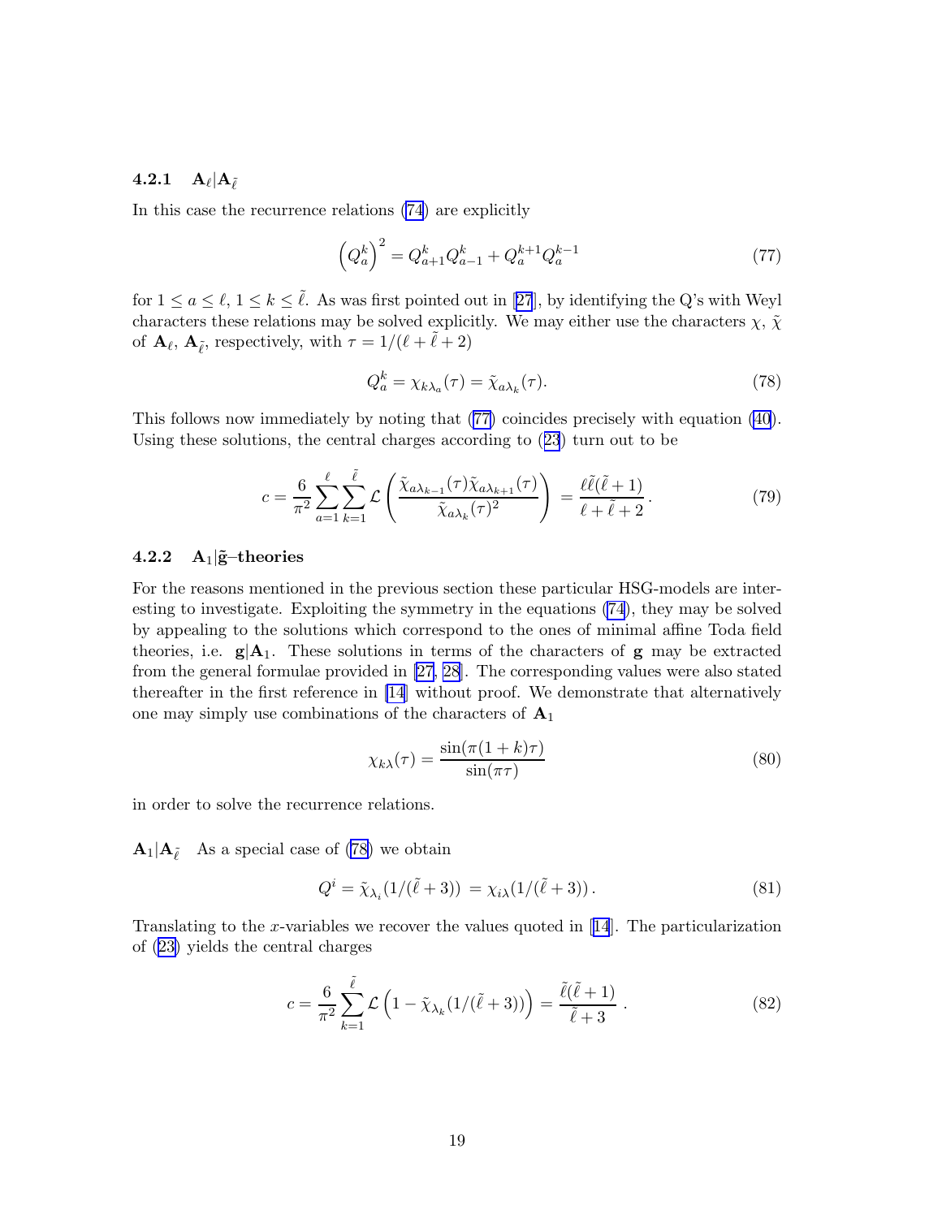### 4.2.1 $\mathbf{A}_\ell|\mathbf{A}_{\tilde{\ell}}$

In this case the recurrence relations (74) are explicitly

$$\left(Q_a^k\right)^2 = Q_{a+1}^k Q_{a-1}^k + Q_a^{k+1} Q_a^{k-1} \tag{77}$$

for $1 \leq a \leq \ell$, $1 \leq k \leq \tilde{\ell}$. As was first pointed out in [27], by identifying the Q's with Weyl characters these relations may be solved explicitly. We may either use the characters $\chi$, $\tilde{\chi}$ of $\mathbf{A}_\ell$, $\mathbf{A}_{\tilde{\ell}}$, respectively, with $\tau = 1/(\ell + \tilde{\ell} + 2)$

$$Q_a^k = \chi_{k\lambda_a}(\tau) = \tilde{\chi}_{a\lambda_k}(\tau). \tag{78}$$

This follows now immediately by noting that (77) coincides precisely with equation (40). Using these solutions, the central charges according to (23) turn out to be

$$c = \frac{6}{\pi^2} \sum_{a=1}^{\ell} \sum_{k=1}^{\tilde{\ell}} \mathcal{L}\left(\frac{\tilde{\chi}_{a\lambda_{k-1}}(\tau)\tilde{\chi}_{a\lambda_{k+1}}(\tau)}{\tilde{\chi}_{a\lambda_k}(\tau)^2}\right) = \frac{\ell\tilde{\ell}(\tilde{\ell}+1)}{\ell + \tilde{\ell} + 2}. \tag{79}$$

### 4.2.2 $\mathbf{A}_1|\tilde{\mathbf{g}}$–theories

For the reasons mentioned in the previous section these particular HSG-models are interesting to investigate. Exploiting the symmetry in the equations (74), they may be solved by appealing to the solutions which correspond to the ones of minimal affine Toda field theories, i.e. $\mathbf{g}|\mathbf{A}_1$. These solutions in terms of the characters of $\mathbf{g}$ may be extracted from the general formulae provided in [27, 28]. The corresponding values were also stated thereafter in the first reference in [14] without proof. We demonstrate that alternatively one may simply use combinations of the characters of $\mathbf{A}_1$

$$\chi_{k\lambda}(\tau) = \frac{\sin(\pi(1+k)\tau)}{\sin(\pi\tau)} \tag{80}$$

in order to solve the recurrence relations.

$\mathbf{A}_1|\mathbf{A}_{\tilde{\ell}}$ As a special case of (78) we obtain

$$Q^i = \tilde{\chi}_{\lambda_i}(1/(\tilde{\ell}+3)) = \chi_{i\lambda}(1/(\tilde{\ell}+3)). \tag{81}$$

Translating to the $x$-variables we recover the values quoted in [14]. The particularization of (23) yields the central charges

$$c = \frac{6}{\pi^2} \sum_{k=1}^{\tilde{\ell}} \mathcal{L}\left(1 - \tilde{\chi}_{\lambda_k}(1/(\tilde{\ell}+3))\right) = \frac{\tilde{\ell}(\tilde{\ell}+1)}{\tilde{\ell}+3}. \tag{82}$$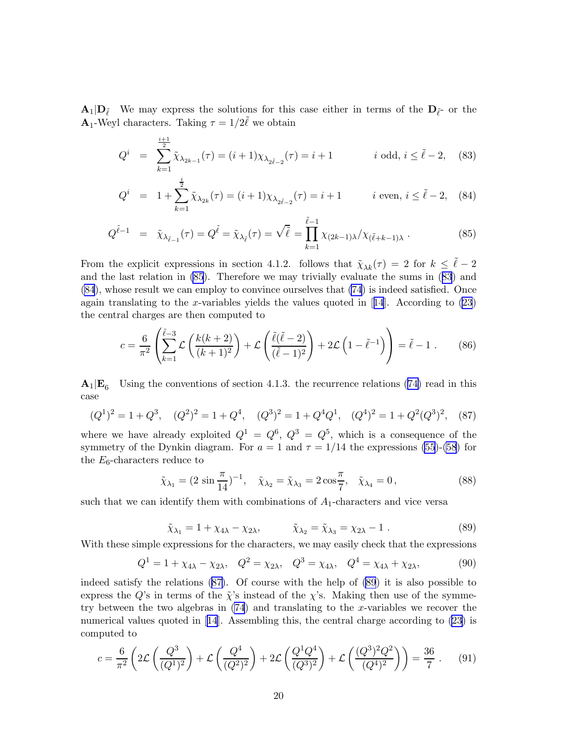$\mathbf{A}_1|\mathbf{D}_{\tilde{\ell}}$ We may express the solutions for this case either in terms of the $\mathbf{D}_{\tilde{\ell}}$- or the $\mathbf{A}_1$-Weyl characters. Taking $\tau = 1/2\tilde{\ell}$ we obtain

$$Q^i = \sum_{k=1}^{\frac{i+1}{2}} \tilde{\chi}_{\lambda_{2k-1}}(\tau) = (i+1)\chi_{\lambda_{2\tilde{\ell}-2}}(\tau) = i+1 \qquad i \text{ odd}, \, i \leq \tilde{\ell}-2, \quad (83)$$

$$Q^i = 1 + \sum_{k=1}^{\frac{i}{2}} \tilde{\chi}_{\lambda_{2k}}(\tau) = (i+1)\chi_{\lambda_{2\tilde{\ell}-2}}(\tau) = i+1 \qquad i \text{ even}, \, i \leq \tilde{\ell}-2, \quad (84)$$

$$Q^{\tilde{\ell}-1} = \tilde{\chi}_{\lambda_{\tilde{\ell}-1}}(\tau) = Q^{\tilde{\ell}} = \tilde{\chi}_{\lambda_{\tilde{\ell}}}(\tau) = \sqrt{\tilde{\ell}} = \prod_{k=1}^{\tilde{\ell}-1} \chi_{(2k-1)\lambda}/\chi_{(\tilde{\ell}+k-1)\lambda} \, . \quad (85)$$

From the explicit expressions in section 4.1.2. follows that $\tilde{\chi}_{\lambda k}(\tau) = 2$ for $k \leq \tilde{\ell}-2$ and the last relation in (85). Therefore we may trivially evaluate the sums in (83) and (84), whose result we can employ to convince ourselves that (74) is indeed satisfied. Once again translating to the $x$-variables yields the values quoted in [14]. According to (23) the central charges are then computed to

$$c = \frac{6}{\pi^2}\left(\sum_{k=1}^{\tilde{\ell}-3} \mathcal{L}\left(\frac{k(k+2)}{(k+1)^2}\right) + \mathcal{L}\left(\frac{\tilde{\ell}(\tilde{\ell}-2)}{(\tilde{\ell}-1)^2}\right) + 2\mathcal{L}\left(1-\tilde{\ell}^{-1}\right)\right) = \tilde{\ell}-1 \, . \quad (86)$$

$\mathbf{A}_1|\mathbf{E}_6$ Using the conventions of section 4.1.3. the recurrence relations (74) read in this case

$$(Q^1)^2 = 1+Q^3, \quad (Q^2)^2 = 1+Q^4, \quad (Q^3)^2 = 1+Q^4Q^1, \quad (Q^4)^2 = 1+Q^2(Q^3)^2, \quad (87)$$

where we have already exploited $Q^1 = Q^6$, $Q^3 = Q^5$, which is a consequence of the symmetry of the Dynkin diagram. For $a = 1$ and $\tau = 1/14$ the expressions (55)-(58) for the $E_6$-characters reduce to

$$\tilde{\chi}_{\lambda_1} = (2\sin\frac{\pi}{14})^{-1}, \quad \tilde{\chi}_{\lambda_2} = \tilde{\chi}_{\lambda_3} = 2\cos\frac{\pi}{7}, \quad \tilde{\chi}_{\lambda_4} = 0\,, \quad (88)$$

such that we can identify them with combinations of $A_1$-characters and vice versa

$$\tilde{\chi}_{\lambda_1} = 1 + \chi_{4\lambda} - \chi_{2\lambda}, \qquad \tilde{\chi}_{\lambda_2} = \tilde{\chi}_{\lambda_3} = \chi_{2\lambda} - 1 \, . \quad (89)$$

With these simple expressions for the characters, we may easily check that the expressions

$$Q^1 = 1 + \chi_{4\lambda} - \chi_{2\lambda}, \quad Q^2 = \chi_{2\lambda}, \quad Q^3 = \chi_{4\lambda}, \quad Q^4 = \chi_{4\lambda} + \chi_{2\lambda}, \quad (90)$$

indeed satisfy the relations (87). Of course with the help of (89) it is also possible to express the $Q$'s in terms of the $\tilde{\chi}$'s instead of the $\chi$'s. Making then use of the symmetry between the two algebras in (74) and translating to the $x$-variables we recover the numerical values quoted in [14]. Assembling this, the central charge according to (23) is computed to

$$c = \frac{6}{\pi^2}\left(2\mathcal{L}\left(\frac{Q^3}{(Q^1)^2}\right) + \mathcal{L}\left(\frac{Q^4}{(Q^2)^2}\right) + 2\mathcal{L}\left(\frac{Q^1Q^4}{(Q^3)^2}\right) + \mathcal{L}\left(\frac{(Q^3)^2Q^2}{(Q^4)^2}\right)\right) = \frac{36}{7} \, . \quad (91)$$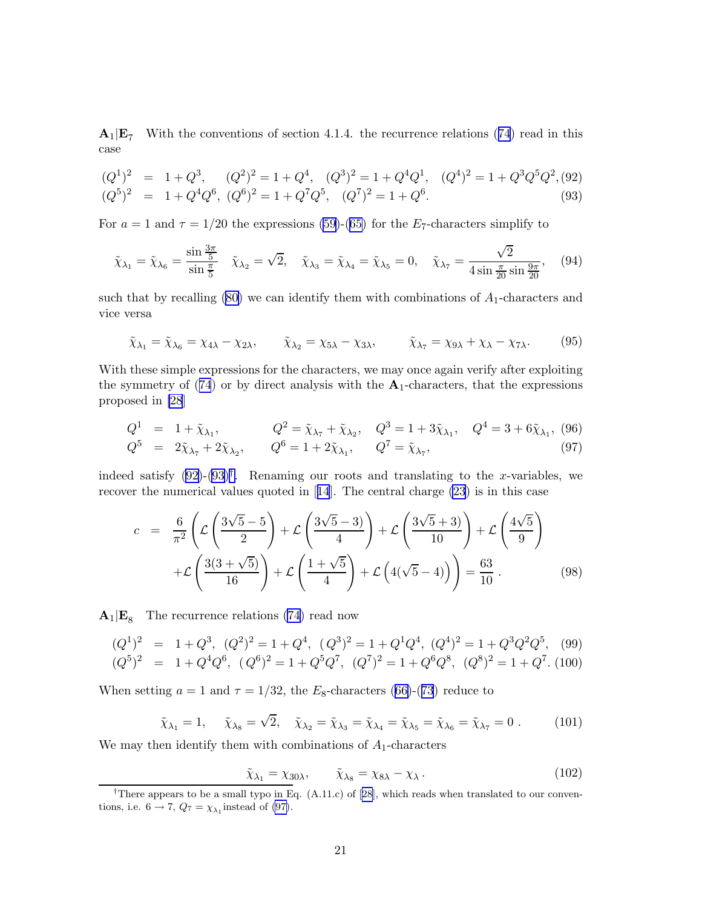$\mathbf{A}_1|\mathbf{E}_7$ With the conventions of section 4.1.4. the recurrence relations (74) read in this case

$$
\begin{aligned}
(Q^1)^2 &= 1+Q^3, \quad (Q^2)^2 = 1+Q^4, \quad (Q^3)^2 = 1+Q^4Q^1, \quad (Q^4)^2 = 1+Q^3Q^5Q^2, && (92)\\
(Q^5)^2 &= 1+Q^4Q^6, \; (Q^6)^2 = 1+Q^7Q^5, \quad (Q^7)^2 = 1+Q^6. && (93)
\end{aligned}
$$

For $a=1$ and $\tau = 1/20$ the expressions (59)-(65) for the $E_7$-characters simplify to

$$
\tilde{\chi}_{\lambda_1} = \tilde{\chi}_{\lambda_6} = \frac{\sin\frac{3\pi}{5}}{\sin\frac{\pi}{5}} \quad \tilde{\chi}_{\lambda_2} = \sqrt{2}, \quad \tilde{\chi}_{\lambda_3} = \tilde{\chi}_{\lambda_4} = \tilde{\chi}_{\lambda_5} = 0, \quad \tilde{\chi}_{\lambda_7} = \frac{\sqrt{2}}{4\sin\frac{\pi}{20}\sin\frac{9\pi}{20}}, \tag{94}
$$

such that by recalling (80) we can identify them with combinations of $A_1$-characters and vice versa

$$
\tilde{\chi}_{\lambda_1} = \tilde{\chi}_{\lambda_6} = \chi_{4\lambda} - \chi_{2\lambda}, \qquad \tilde{\chi}_{\lambda_2} = \chi_{5\lambda} - \chi_{3\lambda}, \qquad \tilde{\chi}_{\lambda_7} = \chi_{9\lambda} + \chi_{\lambda} - \chi_{7\lambda}. \tag{95}
$$

With these simple expressions for the characters, we may once again verify after exploiting the symmetry of (74) or by direct analysis with the $\mathbf{A}_1$-characters, that the expressions proposed in [28]

$$
\begin{aligned}
Q^1 &= 1+\tilde{\chi}_{\lambda_1}, \qquad Q^2 = \tilde{\chi}_{\lambda_7} + \tilde{\chi}_{\lambda_2}, \quad Q^3 = 1+3\tilde{\chi}_{\lambda_1}, \quad Q^4 = 3+6\tilde{\chi}_{\lambda_1}, && (96)\\
Q^5 &= 2\tilde{\chi}_{\lambda_7} + 2\tilde{\chi}_{\lambda_2}, \qquad Q^6 = 1+2\tilde{\chi}_{\lambda_1}, \qquad Q^7 = \tilde{\chi}_{\lambda_7}, && (97)
\end{aligned}
$$

indeed satisfy (92)-(93)[†]. Renaming our roots and translating to the $x$-variables, we recover the numerical values quoted in [14]. The central charge (23) is in this case

$$
\begin{aligned}
c &= \frac{6}{\pi^2}\left(\mathcal{L}\left(\frac{3\sqrt{5}-5}{2}\right) + \mathcal{L}\left(\frac{3\sqrt{5}-3)}{4}\right) + \mathcal{L}\left(\frac{3\sqrt{5}+3)}{10}\right) + \mathcal{L}\left(\frac{4\sqrt{5}}{9}\right)\right.\\
&\quad \left. + \mathcal{L}\left(\frac{3(3+\sqrt{5})}{16}\right) + \mathcal{L}\left(\frac{1+\sqrt{5}}{4}\right) + \mathcal{L}\left(4(\sqrt{5}-4)\right)\right) = \frac{63}{10}\,. && (98)
\end{aligned}
$$

$\mathbf{A}_1|\mathbf{E}_8$ The recurrence relations (74) read now

$$
\begin{aligned}
(Q^1)^2 &= 1+Q^3, \; (Q^2)^2 = 1+Q^4, \; (Q^3)^2 = 1+Q^1Q^4, \; (Q^4)^2 = 1+Q^3Q^2Q^5, && (99)\\
(Q^5)^2 &= 1+Q^4Q^6, \; (Q^6)^2 = 1+Q^5Q^7, \; (Q^7)^2 = 1+Q^6Q^8, \; (Q^8)^2 = 1+Q^7. && (100)
\end{aligned}
$$

When setting $a=1$ and $\tau = 1/32$, the $E_8$-characters (66)-(73) reduce to

$$
\tilde{\chi}_{\lambda_1} = 1, \quad \tilde{\chi}_{\lambda_8} = \sqrt{2}, \quad \tilde{\chi}_{\lambda_2} = \tilde{\chi}_{\lambda_3} = \tilde{\chi}_{\lambda_4} = \tilde{\chi}_{\lambda_5} = \tilde{\chi}_{\lambda_6} = \tilde{\chi}_{\lambda_7} = 0\,. \tag{101}
$$

We may then identify them with combinations of $A_1$-characters

$$
\tilde{\chi}_{\lambda_1} = \chi_{30\lambda}, \qquad \tilde{\chi}_{\lambda_8} = \chi_{8\lambda} - \chi_{\lambda}\,. \tag{102}
$$

[†]There appears to be a small typo in Eq. (A.11.c) of [28], which reads when translated to our conventions, i.e. $6 \to 7$, $Q_7 = \chi_{\lambda_1}$ instead of (97).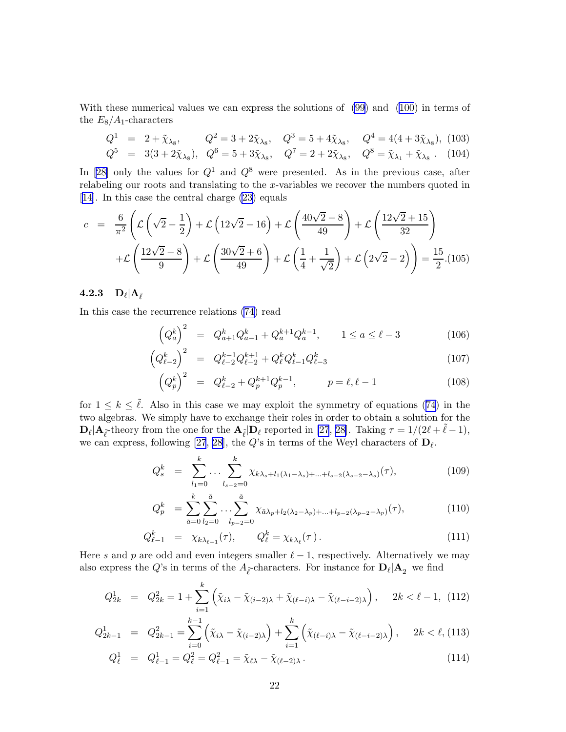With these numerical values we can express the solutions of (99) and (100) in terms of the $E_8/A_1$-characters

$$
\begin{aligned}
Q^1 &= 2+\tilde{\chi}_{\lambda_8}, \quad Q^2 = 3+2\tilde{\chi}_{\lambda_8}, \quad Q^3 = 5+4\tilde{\chi}_{\lambda_8}, \quad Q^4 = 4(4+3\tilde{\chi}_{\lambda_8}), \quad (103)\\
Q^5 &= 3(3+2\tilde{\chi}_{\lambda_8}), \quad Q^6 = 5+3\tilde{\chi}_{\lambda_8}, \quad Q^7 = 2+2\tilde{\chi}_{\lambda_8}, \quad Q^8 = \tilde{\chi}_{\lambda_1}+\tilde{\chi}_{\lambda_8}\,. \quad (104)
\end{aligned}
$$

In [28] only the values for $Q^1$ and $Q^8$ were presented. As in the previous case, after relabeling our roots and translating to the $x$-variables we recover the numbers quoted in [14]. In this case the central charge (23) equals

$$
\begin{aligned}
c &= \frac{6}{\pi^2}\left(\mathcal{L}\left(\sqrt{2}-\frac{1}{2}\right)+\mathcal{L}\left(12\sqrt{2}-16\right)+\mathcal{L}\left(\frac{40\sqrt{2}-8}{49}\right)+\mathcal{L}\left(\frac{12\sqrt{2}+15}{32}\right)\right.\\
&\left.+\mathcal{L}\left(\frac{12\sqrt{2}-8}{9}\right)+\mathcal{L}\left(\frac{30\sqrt{2}+6}{49}\right)+\mathcal{L}\left(\frac{1}{4}+\frac{1}{\sqrt{2}}\right)+\mathcal{L}\left(2\sqrt{2}-2\right)\right)=\frac{15}{2}. \quad (105)
\end{aligned}
$$

### 4.2.3 $\mathbf{D}_\ell|\mathbf{A}_{\tilde{\ell}}$

In this case the recurrence relations (74) read

$$
\begin{aligned}
\left(Q_a^k\right)^2 &= Q_{a+1}^k Q_{a-1}^k + Q_a^{k+1} Q_a^{k-1}, \qquad 1 \le a \le \ell-3 \quad (106)\\
\left(Q_{\ell-2}^k\right)^2 &= Q_{\ell-2}^{k-1} Q_{\ell-2}^{k+1} + Q_\ell^k Q_{\ell-1}^k Q_{\ell-3}^k \quad (107)\\
\left(Q_p^k\right)^2 &= Q_{\ell-2}^k + Q_p^{k+1} Q_p^{k-1}, \qquad p=\ell,\ell-1 \quad (108)
\end{aligned}
$$

for $1 \le k \le \tilde{\ell}$. Also in this case we may exploit the symmetry of equations (74) in the two algebras. We simply have to exchange their roles in order to obtain a solution for the $\mathbf{D}_\ell|\mathbf{A}_{\tilde{\ell}}$-theory from the one for the $\mathbf{A}_{\tilde{\ell}}|\mathbf{D}_\ell$ reported in [27, 28]. Taking $\tau = 1/(2\ell+\tilde{\ell}-1)$, we can express, following [27, 28], the $Q$'s in terms of the Weyl characters of $\mathbf{D}_\ell$.

$$
\begin{aligned}
Q_s^k &= \sum_{l_1=0}^{k}\cdots\sum_{l_{s-2}=0}^{k}\chi_{k\lambda_s+l_1(\lambda_1-\lambda_s)+\ldots+l_{s-2}(\lambda_{s-2}-\lambda_s)}(\tau), \quad (109)\\
Q_p^k &= \sum_{\tilde{a}=0}^{k}\sum_{l_2=0}^{\tilde{a}}\cdots\sum_{l_{p-2}=0}^{\tilde{a}}\chi_{\tilde{a}\lambda_p+l_2(\lambda_2-\lambda_p)+\ldots+l_{p-2}(\lambda_{p-2}-\lambda_p)}(\tau), \quad (110)\\
Q_{\ell-1}^k &= \chi_{k\lambda_{\ell-1}}(\tau), \qquad Q_\ell^k = \chi_{k\lambda_\ell}(\tau)\,. \quad (111)
\end{aligned}
$$

Here $s$ and $p$ are odd and even integers smaller $\ell-1$, respectively. Alternatively we may also express the $Q$'s in terms of the $A_{\tilde{\ell}}$-characters. For instance for $\mathbf{D}_\ell|\mathbf{A}_2$ we find

$$
\begin{aligned}
Q_{2k}^1 &= Q_{2k}^2 = 1+\sum_{i=1}^{k}\left(\tilde{\chi}_{i\lambda}-\tilde{\chi}_{(i-2)\lambda}+\tilde{\chi}_{(\ell-i)\lambda}-\tilde{\chi}_{(\ell-i-2)\lambda}\right), \quad 2k<\ell-1, \quad (112)\\
Q_{2k-1}^1 &= Q_{2k-1}^2 = \sum_{i=0}^{k-1}\left(\tilde{\chi}_{i\lambda}-\tilde{\chi}_{(i-2)\lambda}\right)+\sum_{i=1}^{k}\left(\tilde{\chi}_{(\ell-i)\lambda}-\tilde{\chi}_{(\ell-i-2)\lambda}\right), \quad 2k<\ell, \quad (113)\\
Q_\ell^1 &= Q_{\ell-1}^1 = Q_\ell^2 = Q_{\ell-1}^2 = \tilde{\chi}_{\ell\lambda}-\tilde{\chi}_{(\ell-2)\lambda}\,. \quad (114)
\end{aligned}
$$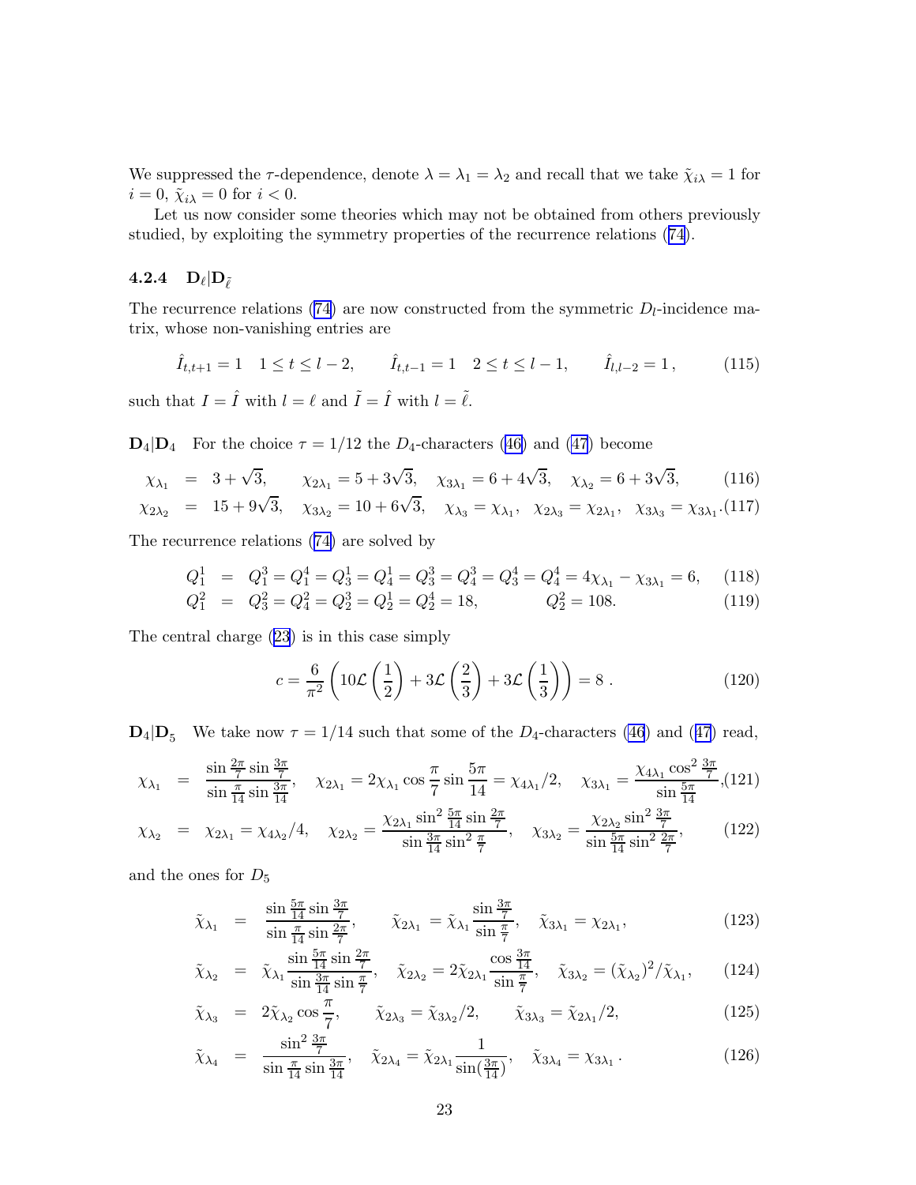We suppressed the $\tau$-dependence, denote $\lambda = \lambda_1 = \lambda_2$ and recall that we take $\tilde{\chi}_{i\lambda} = 1$ for $i = 0$, $\tilde{\chi}_{i\lambda} = 0$ for $i < 0$.

Let us now consider some theories which may not be obtained from others previously studied, by exploiting the symmetry properties of the recurrence relations (74).

### 4.2.4 $\mathbf{D}_\ell|\mathbf{D}_{\tilde{\ell}}$

The recurrence relations (74) are now constructed from the symmetric $D_l$-incidence matrix, whose non-vanishing entries are

$$\hat{I}_{t,t+1} = 1 \quad 1 \leq t \leq l-2, \qquad \hat{I}_{t,t-1} = 1 \quad 2 \leq t \leq l-1, \qquad \hat{I}_{l,l-2} = 1\,, \tag{115}$$

such that $I = \hat{I}$ with $l = \ell$ and $\tilde{I} = \hat{I}$ with $l = \tilde{\ell}$.

**$\mathbf{D}_4|\mathbf{D}_4$** For the choice $\tau = 1/12$ the $D_4$-characters (46) and (47) become

$$\chi_{\lambda_1} = 3+\sqrt{3}, \qquad \chi_{2\lambda_1} = 5+3\sqrt{3}, \quad \chi_{3\lambda_1} = 6+4\sqrt{3}, \quad \chi_{\lambda_2} = 6+3\sqrt{3}, \tag{116}$$

$$\chi_{2\lambda_2} = 15+9\sqrt{3}, \quad \chi_{3\lambda_2} = 10+6\sqrt{3}, \quad \chi_{\lambda_3} = \chi_{\lambda_1}, \quad \chi_{2\lambda_3} = \chi_{2\lambda_1}, \quad \chi_{3\lambda_3} = \chi_{3\lambda_1}. \tag{117}$$

The recurrence relations (74) are solved by

$$Q_1^1 = Q_1^3 = Q_1^4 = Q_3^1 = Q_4^1 = Q_3^3 = Q_4^3 = Q_3^4 = Q_4^4 = 4\chi_{\lambda_1} - \chi_{3\lambda_1} = 6, \tag{118}$$

$$Q_1^2 = Q_3^2 = Q_4^2 = Q_2^3 = Q_2^1 = Q_2^4 = 18, \qquad\qquad Q_2^2 = 108. \tag{119}$$

The central charge (23) is in this case simply

$$c = \frac{6}{\pi^2}\left(10\mathcal{L}\left(\frac{1}{2}\right) + 3\mathcal{L}\left(\frac{2}{3}\right) + 3\mathcal{L}\left(\frac{1}{3}\right)\right) = 8\,. \tag{120}$$

**$\mathbf{D}_4|\mathbf{D}_5$** We take now $\tau = 1/14$ such that some of the $D_4$-characters (46) and (47) read,

$$\chi_{\lambda_1} = \frac{\sin\frac{2\pi}{7}\sin\frac{3\pi}{7}}{\sin\frac{\pi}{14}\sin\frac{3\pi}{14}}, \quad \chi_{2\lambda_1} = 2\chi_{\lambda_1}\cos\frac{\pi}{7}\sin\frac{5\pi}{14} = \chi_{4\lambda_1}/2, \quad \chi_{3\lambda_1} = \frac{\chi_{4\lambda_1}\cos^2\frac{3\pi}{7}}{\sin\frac{5\pi}{14}}, \tag{121}$$

$$\chi_{\lambda_2} = \chi_{2\lambda_1} = \chi_{4\lambda_2}/4, \quad \chi_{2\lambda_2} = \frac{\chi_{2\lambda_1}\sin^2\frac{5\pi}{14}\sin\frac{2\pi}{7}}{\sin\frac{3\pi}{14}\sin^2\frac{\pi}{7}}, \quad \chi_{3\lambda_2} = \frac{\chi_{2\lambda_2}\sin^2\frac{3\pi}{7}}{\sin\frac{5\pi}{14}\sin^2\frac{2\pi}{7}}, \tag{122}$$

and the ones for $D_5$

$$\tilde{\chi}_{\lambda_1} = \frac{\sin\frac{5\pi}{14}\sin\frac{3\pi}{7}}{\sin\frac{\pi}{14}\sin\frac{2\pi}{7}}, \qquad \tilde{\chi}_{2\lambda_1} = \tilde{\chi}_{\lambda_1}\frac{\sin\frac{3\pi}{7}}{\sin\frac{\pi}{7}}, \quad \tilde{\chi}_{3\lambda_1} = \chi_{2\lambda_1}, \tag{123}$$

$$\tilde{\chi}_{\lambda_2} = \tilde{\chi}_{\lambda_1}\frac{\sin\frac{5\pi}{14}\sin\frac{2\pi}{7}}{\sin\frac{3\pi}{14}\sin\frac{\pi}{7}}, \quad \tilde{\chi}_{2\lambda_2} = 2\tilde{\chi}_{2\lambda_1}\frac{\cos\frac{3\pi}{14}}{\sin\frac{\pi}{7}}, \quad \tilde{\chi}_{3\lambda_2} = (\tilde{\chi}_{\lambda_2})^2/\tilde{\chi}_{\lambda_1}, \tag{124}$$

$$\tilde{\chi}_{\lambda_3} = 2\tilde{\chi}_{\lambda_2}\cos\frac{\pi}{7}, \qquad \tilde{\chi}_{2\lambda_3} = \tilde{\chi}_{3\lambda_2}/2, \qquad \tilde{\chi}_{3\lambda_3} = \tilde{\chi}_{2\lambda_1}/2, \tag{125}$$

$$\tilde{\chi}_{\lambda_4} = \frac{\sin^2\frac{3\pi}{7}}{\sin\frac{\pi}{14}\sin\frac{3\pi}{14}}, \quad \tilde{\chi}_{2\lambda_4} = \tilde{\chi}_{2\lambda_1}\frac{1}{\sin(\frac{3\pi}{14})}, \quad \tilde{\chi}_{3\lambda_4} = \chi_{3\lambda_1}\,. \tag{126}$$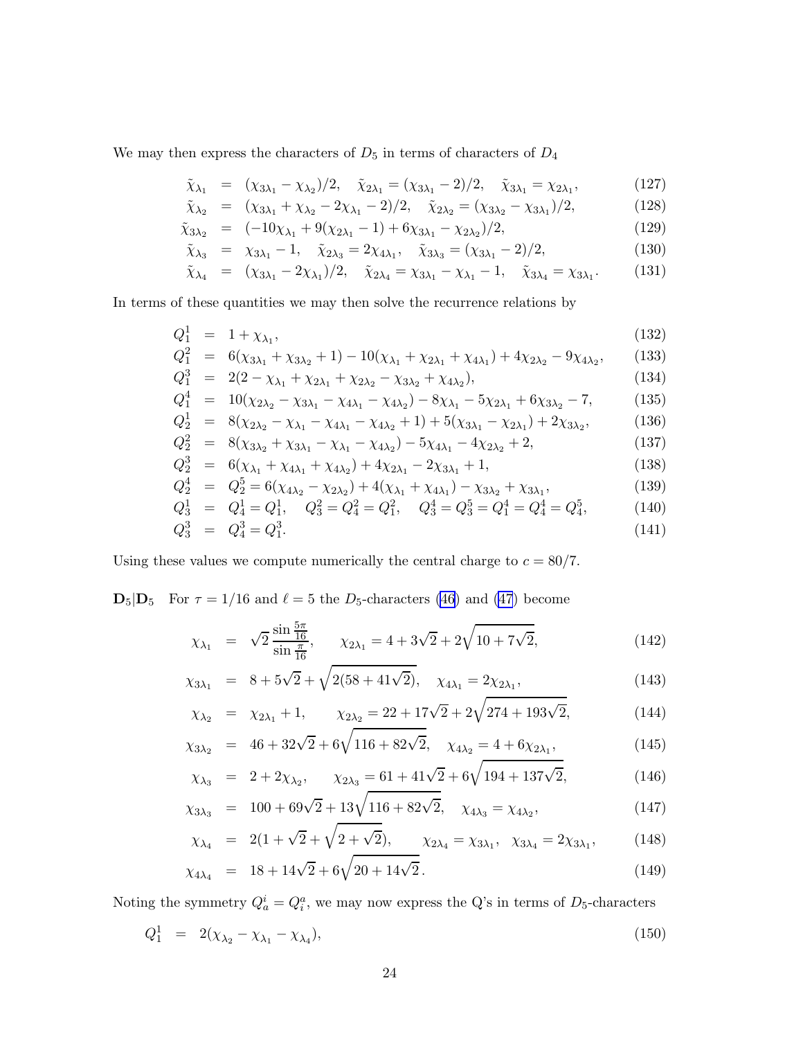We may then express the characters of $D_5$ in terms of characters of $D_4$

$$\tilde{\chi}_{\lambda_1} = (\chi_{3\lambda_1} - \chi_{\lambda_2})/2, \quad \tilde{\chi}_{2\lambda_1} = (\chi_{3\lambda_1} - 2)/2, \quad \tilde{\chi}_{3\lambda_1} = \chi_{2\lambda_1}, \tag{127}$$

$$\tilde{\chi}_{\lambda_2} = (\chi_{3\lambda_1} + \chi_{\lambda_2} - 2\chi_{\lambda_1} - 2)/2, \quad \tilde{\chi}_{2\lambda_2} = (\chi_{3\lambda_2} - \chi_{3\lambda_1})/2, \tag{128}$$

$$\tilde{\chi}_{3\lambda_2} = (-10\chi_{\lambda_1} + 9(\chi_{2\lambda_1} - 1) + 6\chi_{3\lambda_1} - \chi_{2\lambda_2})/2, \tag{129}$$

$$\tilde{\chi}_{\lambda_3} = \chi_{3\lambda_1} - 1, \quad \tilde{\chi}_{2\lambda_3} = 2\chi_{4\lambda_1}, \quad \tilde{\chi}_{3\lambda_3} = (\chi_{3\lambda_1} - 2)/2, \tag{130}$$

$$\tilde{\chi}_{\lambda_4} = (\chi_{3\lambda_1} - 2\chi_{\lambda_1})/2, \quad \tilde{\chi}_{2\lambda_4} = \chi_{3\lambda_1} - \chi_{\lambda_1} - 1, \quad \tilde{\chi}_{3\lambda_4} = \chi_{3\lambda_1}. \tag{131}$$

In terms of these quantities we may then solve the recurrence relations by

$$Q_1^1 = 1 + \chi_{\lambda_1}, \tag{132}$$

$$Q_1^2 = 6(\chi_{3\lambda_1} + \chi_{3\lambda_2} + 1) - 10(\chi_{\lambda_1} + \chi_{2\lambda_1} + \chi_{4\lambda_1}) + 4\chi_{2\lambda_2} - 9\chi_{4\lambda_2}, \tag{133}$$

$$Q_1^3 = 2(2 - \chi_{\lambda_1} + \chi_{2\lambda_1} + \chi_{2\lambda_2} - \chi_{3\lambda_2} + \chi_{4\lambda_2}), \tag{134}$$

$$Q_1^4 = 10(\chi_{2\lambda_2} - \chi_{3\lambda_1} - \chi_{4\lambda_1} - \chi_{4\lambda_2}) - 8\chi_{\lambda_1} - 5\chi_{2\lambda_1} + 6\chi_{3\lambda_2} - 7, \tag{135}$$

$$Q_2^1 = 8(\chi_{2\lambda_2} - \chi_{\lambda_1} - \chi_{4\lambda_1} - \chi_{4\lambda_2} + 1) + 5(\chi_{3\lambda_1} - \chi_{2\lambda_1}) + 2\chi_{3\lambda_2}, \tag{136}$$

$$Q_2^2 = 8(\chi_{3\lambda_2} + \chi_{3\lambda_1} - \chi_{\lambda_1} - \chi_{4\lambda_2}) - 5\chi_{4\lambda_1} - 4\chi_{2\lambda_2} + 2, \tag{137}$$

$$Q_2^3 = 6(\chi_{\lambda_1} + \chi_{4\lambda_1} + \chi_{4\lambda_2}) + 4\chi_{2\lambda_1} - 2\chi_{3\lambda_1} + 1, \tag{138}$$

$$Q_2^4 = Q_2^5 = 6(\chi_{4\lambda_2} - \chi_{2\lambda_2}) + 4(\chi_{\lambda_1} + \chi_{4\lambda_1}) - \chi_{3\lambda_2} + \chi_{3\lambda_1}, \tag{139}$$

$$Q_3^1 = Q_4^1 = Q_1^1, \quad Q_3^2 = Q_4^2 = Q_1^2, \quad Q_3^4 = Q_3^5 = Q_1^4 = Q_4^4 = Q_4^5, \tag{140}$$

$$Q_3^3 = Q_4^3 = Q_1^3. \tag{141}$$

Using these values we compute numerically the central charge to $c = 80/7$.

$\mathbf{D}_5|\mathbf{D}_5$ For $\tau = 1/16$ and $\ell = 5$ the $D_5$-characters (46) and (47) become

$$\chi_{\lambda_1} = \sqrt{2}\,\frac{\sin\frac{5\pi}{16}}{\sin\frac{\pi}{16}}, \qquad \chi_{2\lambda_1} = 4 + 3\sqrt{2} + 2\sqrt{10 + 7\sqrt{2}}, \tag{142}$$

$$\chi_{3\lambda_1} = 8 + 5\sqrt{2} + \sqrt{2(58 + 41\sqrt{2})}, \quad \chi_{4\lambda_1} = 2\chi_{2\lambda_1}, \tag{143}$$

$$\chi_{\lambda_2} = \chi_{2\lambda_1} + 1, \qquad \chi_{2\lambda_2} = 22 + 17\sqrt{2} + 2\sqrt{274 + 193\sqrt{2}}, \tag{144}$$

$$\chi_{3\lambda_2} = 46 + 32\sqrt{2} + 6\sqrt{116 + 82\sqrt{2}}, \quad \chi_{4\lambda_2} = 4 + 6\chi_{2\lambda_1}, \tag{145}$$

$$\chi_{\lambda_3} = 2 + 2\chi_{\lambda_2}, \qquad \chi_{2\lambda_3} = 61 + 41\sqrt{2} + 6\sqrt{194 + 137\sqrt{2}}, \tag{146}$$

$$\chi_{3\lambda_3} = 100 + 69\sqrt{2} + 13\sqrt{116 + 82\sqrt{2}}, \quad \chi_{4\lambda_3} = \chi_{4\lambda_2}, \tag{147}$$

$$\chi_{\lambda_4} = 2(1 + \sqrt{2} + \sqrt{2 + \sqrt{2}}), \qquad \chi_{2\lambda_4} = \chi_{3\lambda_1}, \quad \chi_{3\lambda_4} = 2\chi_{3\lambda_1}, \tag{148}$$

$$\chi_{4\lambda_4} = 18 + 14\sqrt{2} + 6\sqrt{20 + 14\sqrt{2}}\,. \tag{149}$$

Noting the symmetry $Q_a^i = Q_i^a$, we may now express the Q's in terms of $D_5$-characters

$$Q_1^1 = 2(\chi_{\lambda_2} - \chi_{\lambda_1} - \chi_{\lambda_4}), \tag{150}$$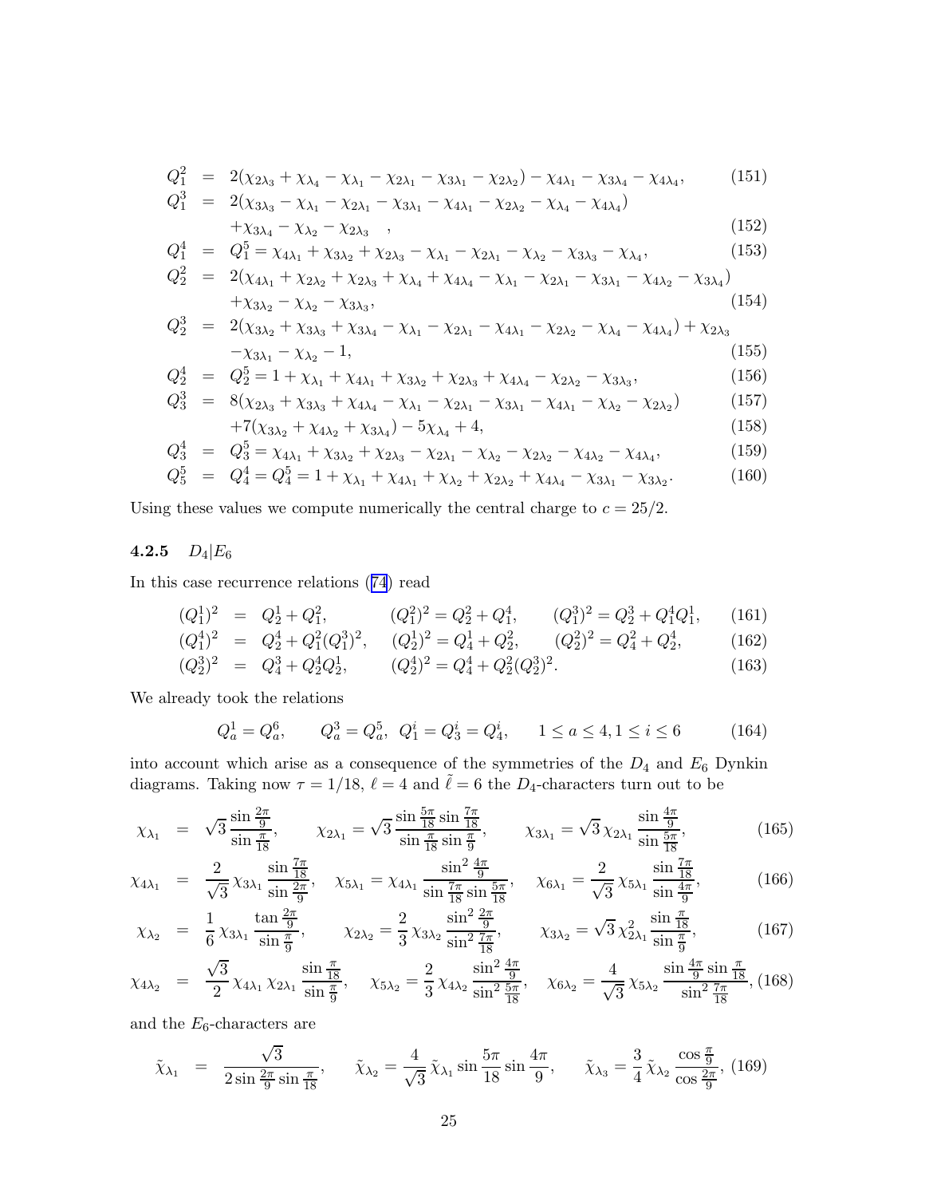$$
\begin{aligned}
Q_1^2 &= 2(\chi_{2\lambda_3} + \chi_{\lambda_4} - \chi_{\lambda_1} - \chi_{2\lambda_1} - \chi_{3\lambda_1} - \chi_{2\lambda_2}) - \chi_{4\lambda_1} - \chi_{3\lambda_4} - \chi_{4\lambda_4}, \qquad (151)\\
Q_1^3 &= 2(\chi_{3\lambda_3} - \chi_{\lambda_1} - \chi_{2\lambda_1} - \chi_{3\lambda_1} - \chi_{4\lambda_1} - \chi_{2\lambda_2} - \chi_{\lambda_4} - \chi_{4\lambda_4}) \\
&\quad + \chi_{3\lambda_4} - \chi_{\lambda_2} - \chi_{2\lambda_3} \quad , \qquad (152)\\
Q_1^4 &= Q_1^5 = \chi_{4\lambda_1} + \chi_{3\lambda_2} + \chi_{2\lambda_3} - \chi_{\lambda_1} - \chi_{2\lambda_1} - \chi_{\lambda_2} - \chi_{3\lambda_3} - \chi_{\lambda_4}, \qquad (153)\\
Q_2^2 &= 2(\chi_{4\lambda_1} + \chi_{2\lambda_2} + \chi_{2\lambda_3} + \chi_{\lambda_4} + \chi_{4\lambda_4} - \chi_{\lambda_1} - \chi_{2\lambda_1} - \chi_{3\lambda_1} - \chi_{4\lambda_2} - \chi_{3\lambda_4}) \\
&\quad + \chi_{3\lambda_2} - \chi_{\lambda_2} - \chi_{3\lambda_3}, \qquad (154)\\
Q_2^3 &= 2(\chi_{3\lambda_2} + \chi_{3\lambda_3} + \chi_{3\lambda_4} - \chi_{\lambda_1} - \chi_{2\lambda_1} - \chi_{4\lambda_1} - \chi_{2\lambda_2} - \chi_{\lambda_4} - \chi_{4\lambda_4}) + \chi_{2\lambda_3} \\
&\quad - \chi_{3\lambda_1} - \chi_{\lambda_2} - 1, \qquad (155)\\
Q_2^4 &= Q_2^5 = 1 + \chi_{\lambda_1} + \chi_{4\lambda_1} + \chi_{3\lambda_2} + \chi_{2\lambda_3} + \chi_{4\lambda_4} - \chi_{2\lambda_2} - \chi_{3\lambda_3}, \qquad (156)\\
Q_3^3 &= 8(\chi_{2\lambda_3} + \chi_{3\lambda_3} + \chi_{4\lambda_4} - \chi_{\lambda_1} - \chi_{2\lambda_1} - \chi_{3\lambda_1} - \chi_{4\lambda_1} - \chi_{\lambda_2} - \chi_{2\lambda_2}) \qquad (157)\\
&\quad + 7(\chi_{3\lambda_2} + \chi_{4\lambda_2} + \chi_{3\lambda_4}) - 5\chi_{\lambda_4} + 4, \qquad (158)\\
Q_3^4 &= Q_3^5 = \chi_{4\lambda_1} + \chi_{3\lambda_2} + \chi_{2\lambda_3} - \chi_{2\lambda_1} - \chi_{\lambda_2} - \chi_{2\lambda_2} - \chi_{4\lambda_2} - \chi_{4\lambda_4}, \qquad (159)\\
Q_5^5 &= Q_4^4 = Q_4^5 = 1 + \chi_{\lambda_1} + \chi_{4\lambda_1} + \chi_{\lambda_2} + \chi_{2\lambda_2} + \chi_{4\lambda_4} - \chi_{3\lambda_1} - \chi_{3\lambda_2}. \qquad (160)
\end{aligned}
$$

Using these values we compute numerically the central charge to $c = 25/2$.

### 4.2.5 $D_4|E_6$

In this case recurrence relations (74) read

$$
\begin{aligned}
(Q_1^1)^2 &= Q_2^1 + Q_1^2, \qquad (Q_1^2)^2 = Q_2^2 + Q_1^4, \qquad (Q_1^3)^2 = Q_2^3 + Q_1^4 Q_1^1, \qquad (161)\\
(Q_1^4)^2 &= Q_2^4 + Q_1^2 (Q_1^3)^2, \quad (Q_2^1)^2 = Q_4^1 + Q_2^2, \qquad (Q_2^2)^2 = Q_4^2 + Q_2^4, \qquad (162)\\
(Q_2^3)^2 &= Q_4^3 + Q_2^4 Q_2^1, \qquad (Q_2^4)^2 = Q_4^4 + Q_2^2 (Q_2^3)^2. \qquad (163)
\end{aligned}
$$

We already took the relations

$$
Q_a^1 = Q_a^6, \qquad Q_a^3 = Q_a^5, \;\; Q_1^i = Q_3^i = Q_4^i, \qquad 1 \leq a \leq 4, 1 \leq i \leq 6 \qquad (164)
$$

into account which arise as a consequence of the symmetries of the $D_4$ and $E_6$ Dynkin diagrams. Taking now $\tau = 1/18$, $\ell = 4$ and $\tilde{\ell} = 6$ the $D_4$-characters turn out to be

$$
\begin{aligned}
\chi_{\lambda_1} &= \sqrt{3}\,\frac{\sin\frac{2\pi}{9}}{\sin\frac{\pi}{18}}, \qquad \chi_{2\lambda_1} = \sqrt{3}\,\frac{\sin\frac{5\pi}{18}\sin\frac{7\pi}{18}}{\sin\frac{\pi}{18}\sin\frac{\pi}{9}}, \qquad \chi_{3\lambda_1} = \sqrt{3}\,\chi_{2\lambda_1}\frac{\sin\frac{4\pi}{9}}{\sin\frac{5\pi}{18}}, \qquad (165)\\
\chi_{4\lambda_1} &= \frac{2}{\sqrt{3}}\,\chi_{3\lambda_1}\frac{\sin\frac{7\pi}{18}}{\sin\frac{2\pi}{9}}, \quad \chi_{5\lambda_1} = \chi_{4\lambda_1}\frac{\sin^2\frac{4\pi}{9}}{\sin\frac{7\pi}{18}\sin\frac{5\pi}{18}}, \quad \chi_{6\lambda_1} = \frac{2}{\sqrt{3}}\,\chi_{5\lambda_1}\frac{\sin\frac{7\pi}{18}}{\sin\frac{4\pi}{9}}, \qquad (166)\\
\chi_{\lambda_2} &= \frac{1}{6}\,\chi_{3\lambda_1}\frac{\tan\frac{2\pi}{9}}{\sin\frac{\pi}{9}}, \qquad \chi_{2\lambda_2} = \frac{2}{3}\,\chi_{3\lambda_2}\frac{\sin^2\frac{2\pi}{9}}{\sin^2\frac{7\pi}{18}}, \qquad \chi_{3\lambda_2} = \sqrt{3}\,\chi_{2\lambda_1}^2\frac{\sin\frac{\pi}{18}}{\sin\frac{\pi}{9}}, \qquad (167)\\
\chi_{4\lambda_2} &= \frac{\sqrt{3}}{2}\,\chi_{4\lambda_1}\,\chi_{2\lambda_1}\frac{\sin\frac{\pi}{18}}{\sin\frac{\pi}{9}}, \quad \chi_{5\lambda_2} = \frac{2}{3}\,\chi_{4\lambda_2}\frac{\sin^2\frac{4\pi}{9}}{\sin^2\frac{5\pi}{18}}, \quad \chi_{6\lambda_2} = \frac{4}{\sqrt{3}}\,\chi_{5\lambda_2}\frac{\sin\frac{4\pi}{9}\sin\frac{\pi}{18}}{\sin^2\frac{7\pi}{18}}, \qquad (168)
\end{aligned}
$$

and the $E_6$-characters are

$$
\tilde{\chi}_{\lambda_1} = \frac{\sqrt{3}}{2\sin\frac{2\pi}{9}\sin\frac{\pi}{18}}, \qquad \tilde{\chi}_{\lambda_2} = \frac{4}{\sqrt{3}}\,\tilde{\chi}_{\lambda_1}\sin\frac{5\pi}{18}\sin\frac{4\pi}{9}, \qquad \tilde{\chi}_{\lambda_3} = \frac{3}{4}\,\tilde{\chi}_{\lambda_2}\frac{\cos\frac{\pi}{9}}{\cos\frac{2\pi}{9}}, \qquad (169)
$$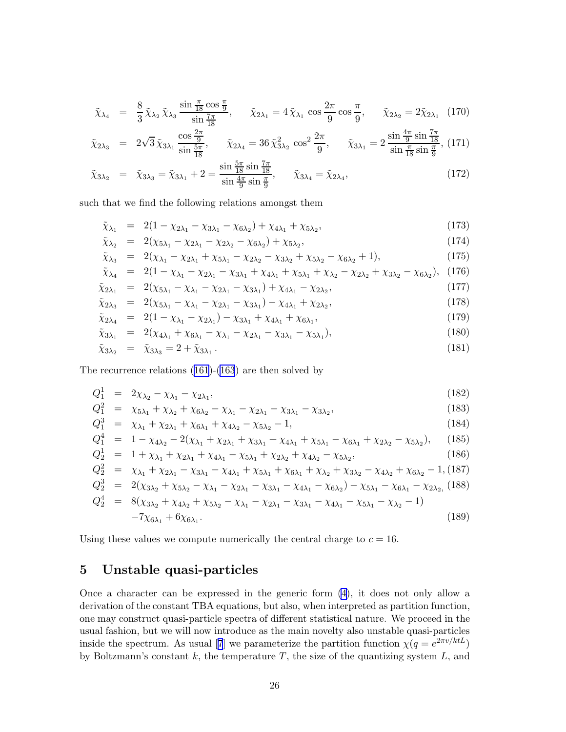$$\tilde{\chi}_{\lambda_4} = \frac{8}{3}\tilde{\chi}_{\lambda_2}\tilde{\chi}_{\lambda_3}\frac{\sin\frac{\pi}{18}\cos\frac{\pi}{9}}{\sin\frac{7\pi}{18}}, \qquad \tilde{\chi}_{2\lambda_1} = 4\,\tilde{\chi}_{\lambda_1}\cos\frac{2\pi}{9}\cos\frac{\pi}{9}, \qquad \tilde{\chi}_{2\lambda_2} = 2\tilde{\chi}_{2\lambda_1} \tag{170}$$

$$\tilde{\chi}_{2\lambda_3} = 2\sqrt{3}\,\tilde{\chi}_{3\lambda_1}\frac{\cos\frac{2\pi}{9}}{\sin\frac{5\pi}{18}}, \qquad \tilde{\chi}_{2\lambda_4} = 36\,\tilde{\chi}_{3\lambda_2}^2\cos^2\frac{2\pi}{9}, \qquad \tilde{\chi}_{3\lambda_1} = 2\frac{\sin\frac{4\pi}{9}\sin\frac{7\pi}{18}}{\sin\frac{\pi}{18}\sin\frac{\pi}{9}}, \tag{171}$$

$$\tilde{\chi}_{3\lambda_2} = \tilde{\chi}_{3\lambda_3} = \tilde{\chi}_{3\lambda_1} + 2 = \frac{\sin\frac{5\pi}{18}\sin\frac{7\pi}{18}}{\sin\frac{4\pi}{9}\sin\frac{\pi}{9}}, \qquad \tilde{\chi}_{3\lambda_4} = \tilde{\chi}_{2\lambda_4}, \tag{172}$$

such that we find the following relations amongst them

$$\tilde{\chi}_{\lambda_1} = 2(1 - \chi_{2\lambda_1} - \chi_{3\lambda_1} - \chi_{6\lambda_2}) + \chi_{4\lambda_1} + \chi_{5\lambda_2}, \tag{173}$$

$$\tilde{\chi}_{\lambda_2} = 2(\chi_{5\lambda_1} - \chi_{2\lambda_1} - \chi_{2\lambda_2} - \chi_{6\lambda_2}) + \chi_{5\lambda_2}, \tag{174}$$

$$\tilde{\chi}_{\lambda_3} = 2(\chi_{\lambda_1} - \chi_{2\lambda_1} + \chi_{5\lambda_1} - \chi_{2\lambda_2} - \chi_{3\lambda_2} + \chi_{5\lambda_2} - \chi_{6\lambda_2} + 1), \tag{175}$$

$$\tilde{\chi}_{\lambda_4} = 2(1 - \chi_{\lambda_1} - \chi_{2\lambda_1} - \chi_{3\lambda_1} + \chi_{4\lambda_1} + \chi_{5\lambda_1} + \chi_{\lambda_2} - \chi_{2\lambda_2} + \chi_{3\lambda_2} - \chi_{6\lambda_2}), \tag{176}$$

$$\tilde{\chi}_{2\lambda_1} = 2(\chi_{5\lambda_1} - \chi_{\lambda_1} - \chi_{2\lambda_1} - \chi_{3\lambda_1}) + \chi_{4\lambda_1} - \chi_{2\lambda_2}, \tag{177}$$

$$\tilde{\chi}_{2\lambda_3} = 2(\chi_{5\lambda_1} - \chi_{\lambda_1} - \chi_{2\lambda_1} - \chi_{3\lambda_1}) - \chi_{4\lambda_1} + \chi_{2\lambda_2}, \tag{178}$$

$$\tilde{\chi}_{2\lambda_4} = 2(1 - \chi_{\lambda_1} - \chi_{2\lambda_1}) - \chi_{3\lambda_1} + \chi_{4\lambda_1} + \chi_{6\lambda_1}, \tag{179}$$

$$\tilde{\chi}_{3\lambda_1} = 2(\chi_{4\lambda_1} + \chi_{6\lambda_1} - \chi_{\lambda_1} - \chi_{2\lambda_1} - \chi_{3\lambda_1} - \chi_{5\lambda_1}), \tag{180}$$

$$\tilde{\chi}_{3\lambda_2} = \tilde{\chi}_{3\lambda_3} = 2 + \tilde{\chi}_{3\lambda_1}. \tag{181}$$

The recurrence relations (161)-(163) are then solved by

$$Q_1^1 = 2\chi_{\lambda_2} - \chi_{\lambda_1} - \chi_{2\lambda_1}, \tag{182}$$

$$Q_1^2 = \chi_{5\lambda_1} + \chi_{\lambda_2} + \chi_{6\lambda_2} - \chi_{\lambda_1} - \chi_{2\lambda_1} - \chi_{3\lambda_1} - \chi_{3\lambda_2}, \tag{183}$$

$$Q_1^3 = \chi_{\lambda_1} + \chi_{2\lambda_1} + \chi_{6\lambda_1} + \chi_{4\lambda_2} - \chi_{5\lambda_2} - 1, \tag{184}$$

$$Q_1^4 = 1 - \chi_{4\lambda_2} - 2(\chi_{\lambda_1} + \chi_{2\lambda_1} + \chi_{3\lambda_1} + \chi_{4\lambda_1} + \chi_{5\lambda_1} - \chi_{6\lambda_1} + \chi_{2\lambda_2} - \chi_{5\lambda_2}), \tag{185}$$

$$Q_2^1 = 1 + \chi_{\lambda_1} + \chi_{2\lambda_1} + \chi_{4\lambda_1} - \chi_{5\lambda_1} + \chi_{2\lambda_2} + \chi_{4\lambda_2} - \chi_{5\lambda_2}, \tag{186}$$

$$Q_2^2 = \chi_{\lambda_1} + \chi_{2\lambda_1} - \chi_{3\lambda_1} - \chi_{4\lambda_1} + \chi_{5\lambda_1} + \chi_{6\lambda_1} + \chi_{\lambda_2} + \chi_{3\lambda_2} - \chi_{4\lambda_2} + \chi_{6\lambda_2} - 1, \tag{187}$$

$$Q_2^3 = 2(\chi_{3\lambda_2} + \chi_{5\lambda_2} - \chi_{\lambda_1} - \chi_{2\lambda_1} - \chi_{3\lambda_1} - \chi_{4\lambda_1} - \chi_{6\lambda_2}) - \chi_{5\lambda_1} - \chi_{6\lambda_1} - \chi_{2\lambda_2}, \tag{188}$$

$$Q_2^4 = 8(\chi_{3\lambda_2} + \chi_{4\lambda_2} + \chi_{5\lambda_2} - \chi_{\lambda_1} - \chi_{2\lambda_1} - \chi_{3\lambda_1} - \chi_{4\lambda_1} - \chi_{5\lambda_1} - \chi_{\lambda_2} - 1) - 7\chi_{6\lambda_1} + 6\chi_{6\lambda_1}. \tag{189}$$

Using these values we compute numerically the central charge to $c = 16$.

## 5 Unstable quasi-particles

Once a character can be expressed in the generic form (4), it does not only allow a derivation of the constant TBA equations, but also, when interpreted as partition function, one may construct quasi-particle spectra of different statistical nature. We proceed in the usual fashion, but we will now introduce as the main novelty also unstable quasi-particles inside the spectrum. As usual [7] we parameterize the partition function $\chi(q = e^{2\pi v/ktL})$ by Boltzmann's constant $k$, the temperature $T$, the size of the quantizing system $L$, and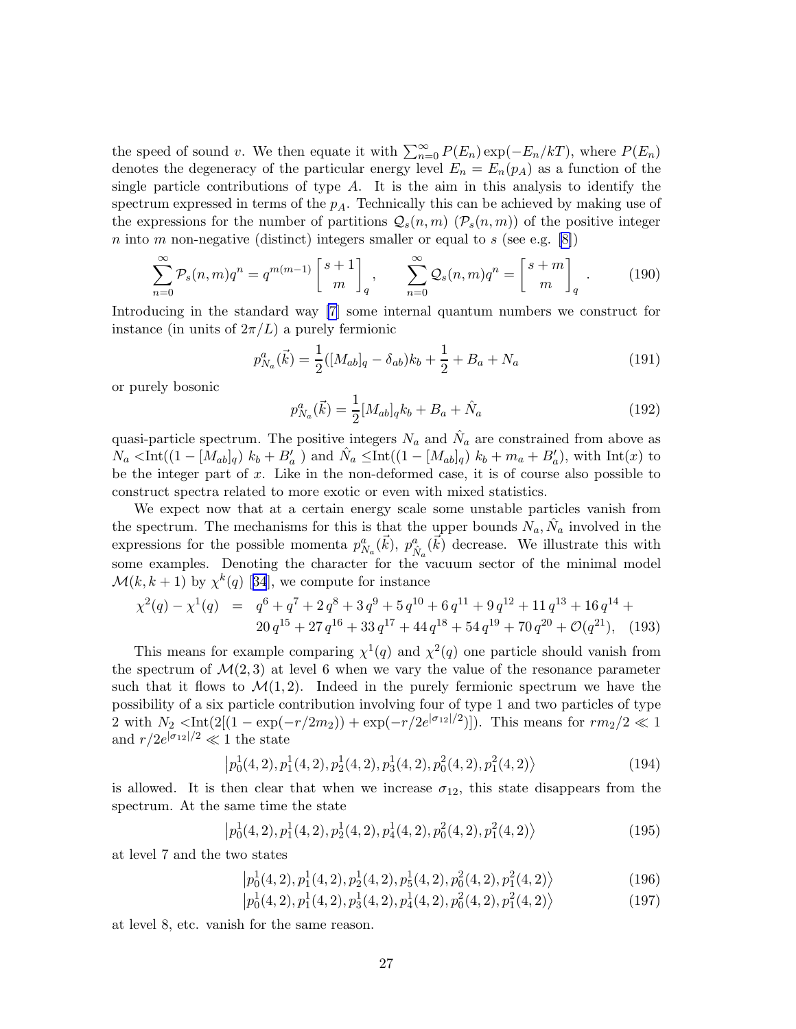the speed of sound $v$. We then equate it with $\sum_{n=0}^{\infty} P(E_n) \exp(-E_n/kT)$, where $P(E_n)$ denotes the degeneracy of the particular energy level $E_n = E_n(p_A)$ as a function of the single particle contributions of type $A$. It is the aim in this analysis to identify the spectrum expressed in terms of the $p_A$. Technically this can be achieved by making use of the expressions for the number of partitions $\mathcal{Q}_s(n,m)$ ($\mathcal{P}_s(n,m)$) of the positive integer $n$ into $m$ non-negative (distinct) integers smaller or equal to $s$ (see e.g. [8])

$$\sum_{n=0}^{\infty} \mathcal{P}_s(n,m) q^n = q^{m(m-1)} \begin{bmatrix} s+1 \\ m \end{bmatrix}_q , \qquad \sum_{n=0}^{\infty} \mathcal{Q}_s(n,m) q^n = \begin{bmatrix} s+m \\ m \end{bmatrix}_q . \tag{190}$$

Introducing in the standard way [7] some internal quantum numbers we construct for instance (in units of $2\pi/L$) a purely fermionic

$$p^a_{N_a}(\vec{k}) = \frac{1}{2}([M_{ab}]_q - \delta_{ab})k_b + \frac{1}{2} + B_a + N_a \tag{191}$$

or purely bosonic

$$p^a_{N_a}(\vec{k}) = \frac{1}{2}[M_{ab}]_q k_b + B_a + \hat{N}_a \tag{192}$$

quasi-particle spectrum. The positive integers $N_a$ and $\hat{N}_a$ are constrained from above as $N_a <\mathrm{Int}((1-[M_{ab}]_q)\ k_b + B'_a\ )$ and $\hat{N}_a \leq \mathrm{Int}((1-[M_{ab}]_q)\ k_b + m_a + B'_a)$, with $\mathrm{Int}(x)$ to be the integer part of $x$. Like in the non-deformed case, it is of course also possible to construct spectra related to more exotic or even with mixed statistics.

We expect now that at a certain energy scale some unstable particles vanish from the spectrum. The mechanisms for this is that the upper bounds $N_a, \hat{N}_a$ involved in the expressions for the possible momenta $p^a_{N_a}(\vec{k})$, $p^a_{\hat{N}_a}(\vec{k})$ decrease. We illustrate this with some examples. Denoting the character for the vacuum sector of the minimal model $\mathcal{M}(k, k+1)$ by $\chi^k(q)$ [34], we compute for instance

$$\begin{aligned}\chi^2(q) - \chi^1(q) \;\; = \;\; & q^6 + q^7 + 2\,q^8 + 3\,q^9 + 5\,q^{10} + 6\,q^{11} + 9\,q^{12} + 11\,q^{13} + 16\,q^{14} + \\ & 20\,q^{15} + 27\,q^{16} + 33\,q^{17} + 44\,q^{18} + 54\,q^{19} + 70\,q^{20} + \mathcal{O}(q^{21}),\end{aligned} \tag{193}$$

This means for example comparing $\chi^1(q)$ and $\chi^2(q)$ one particle should vanish from the spectrum of $\mathcal{M}(2,3)$ at level 6 when we vary the value of the resonance parameter such that it flows to $\mathcal{M}(1,2)$. Indeed in the purely fermionic spectrum we have the possibility of a six particle contribution involving four of type 1 and two particles of type 2 with $N_2 <\mathrm{Int}(2[(1-\exp(-r/2m_2)) + \exp(-r/2e^{|\sigma_{12}|/2})])$. This means for $rm_2/2 \ll 1$ and $r/2e^{|\sigma_{12}|/2} \ll 1$ the state

$$\left| p^1_0(4,2), p^1_1(4,2), p^1_2(4,2), p^1_3(4,2), p^2_0(4,2), p^2_1(4,2) \right\rangle \tag{194}$$

is allowed. It is then clear that when we increase $\sigma_{12}$, this state disappears from the spectrum. At the same time the state

$$\left| p^1_0(4,2), p^1_1(4,2), p^1_2(4,2), p^1_4(4,2), p^2_0(4,2), p^2_1(4,2) \right\rangle \tag{195}$$

at level 7 and the two states

$$\left| p^1_0(4,2), p^1_1(4,2), p^1_2(4,2), p^1_5(4,2), p^2_0(4,2), p^2_1(4,2) \right\rangle \tag{196}$$

$$\left| p^1_0(4,2), p^1_1(4,2), p^1_3(4,2), p^1_4(4,2), p^2_0(4,2), p^2_1(4,2) \right\rangle \tag{197}$$

at level 8, etc. vanish for the same reason.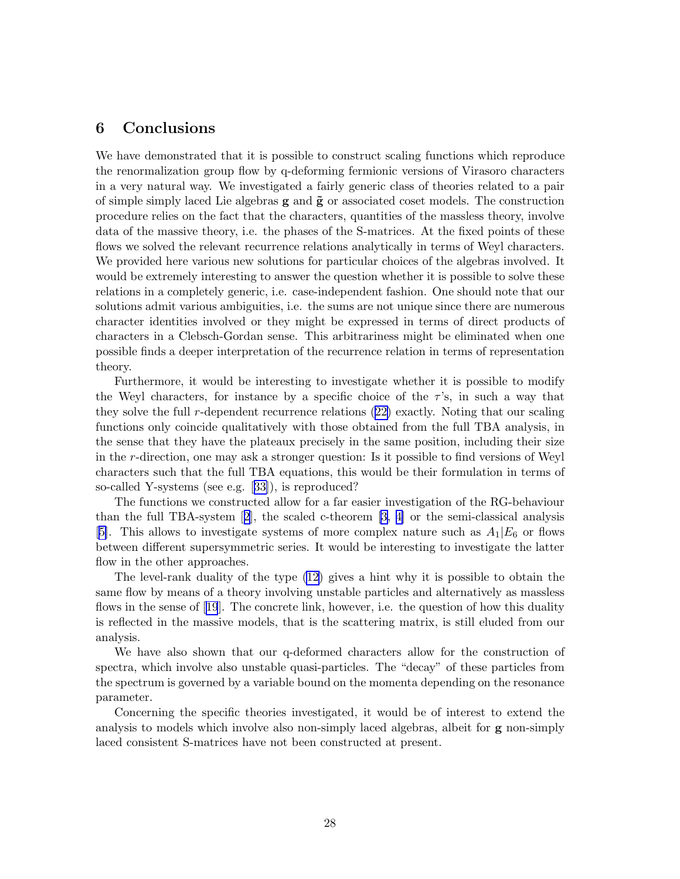## 6 Conclusions

We have demonstrated that it is possible to construct scaling functions which reproduce the renormalization group flow by q-deforming fermionic versions of Virasoro characters in a very natural way. We investigated a fairly generic class of theories related to a pair of simple simply laced Lie algebras $\mathbf{g}$ and $\tilde{\mathbf{g}}$ or associated coset models. The construction procedure relies on the fact that the characters, quantities of the massless theory, involve data of the massive theory, i.e. the phases of the S-matrices. At the fixed points of these flows we solved the relevant recurrence relations analytically in terms of Weyl characters. We provided here various new solutions for particular choices of the algebras involved. It would be extremely interesting to answer the question whether it is possible to solve these relations in a completely generic, i.e. case-independent fashion. One should note that our solutions admit various ambiguities, i.e. the sums are not unique since there are numerous character identities involved or they might be expressed in terms of direct products of characters in a Clebsch-Gordan sense. This arbitrariness might be eliminated when one possible finds a deeper interpretation of the recurrence relation in terms of representation theory.

Furthermore, it would be interesting to investigate whether it is possible to modify the Weyl characters, for instance by a specific choice of the $\tau$'s, in such a way that they solve the full $r$-dependent recurrence relations (22) exactly. Noting that our scaling functions only coincide qualitatively with those obtained from the full TBA analysis, in the sense that they have the plateaux precisely in the same position, including their size in the $r$-direction, one may ask a stronger question: Is it possible to find versions of Weyl characters such that the full TBA equations, this would be their formulation in terms of so-called Y-systems (see e.g. [33]), is reproduced?

The functions we constructed allow for a far easier investigation of the RG-behaviour than the full TBA-system [2], the scaled c-theorem [3, 4] or the semi-classical analysis [5]. This allows to investigate systems of more complex nature such as $A_1|E_6$ or flows between different supersymmetric series. It would be interesting to investigate the latter flow in the other approaches.

The level-rank duality of the type (12) gives a hint why it is possible to obtain the same flow by means of a theory involving unstable particles and alternatively as massless flows in the sense of [19]. The concrete link, however, i.e. the question of how this duality is reflected in the massive models, that is the scattering matrix, is still eluded from our analysis.

We have also shown that our q-deformed characters allow for the construction of spectra, which involve also unstable quasi-particles. The "decay" of these particles from the spectrum is governed by a variable bound on the momenta depending on the resonance parameter.

Concerning the specific theories investigated, it would be of interest to extend the analysis to models which involve also non-simply laced algebras, albeit for $\mathbf{g}$ non-simply laced consistent S-matrices have not been constructed at present.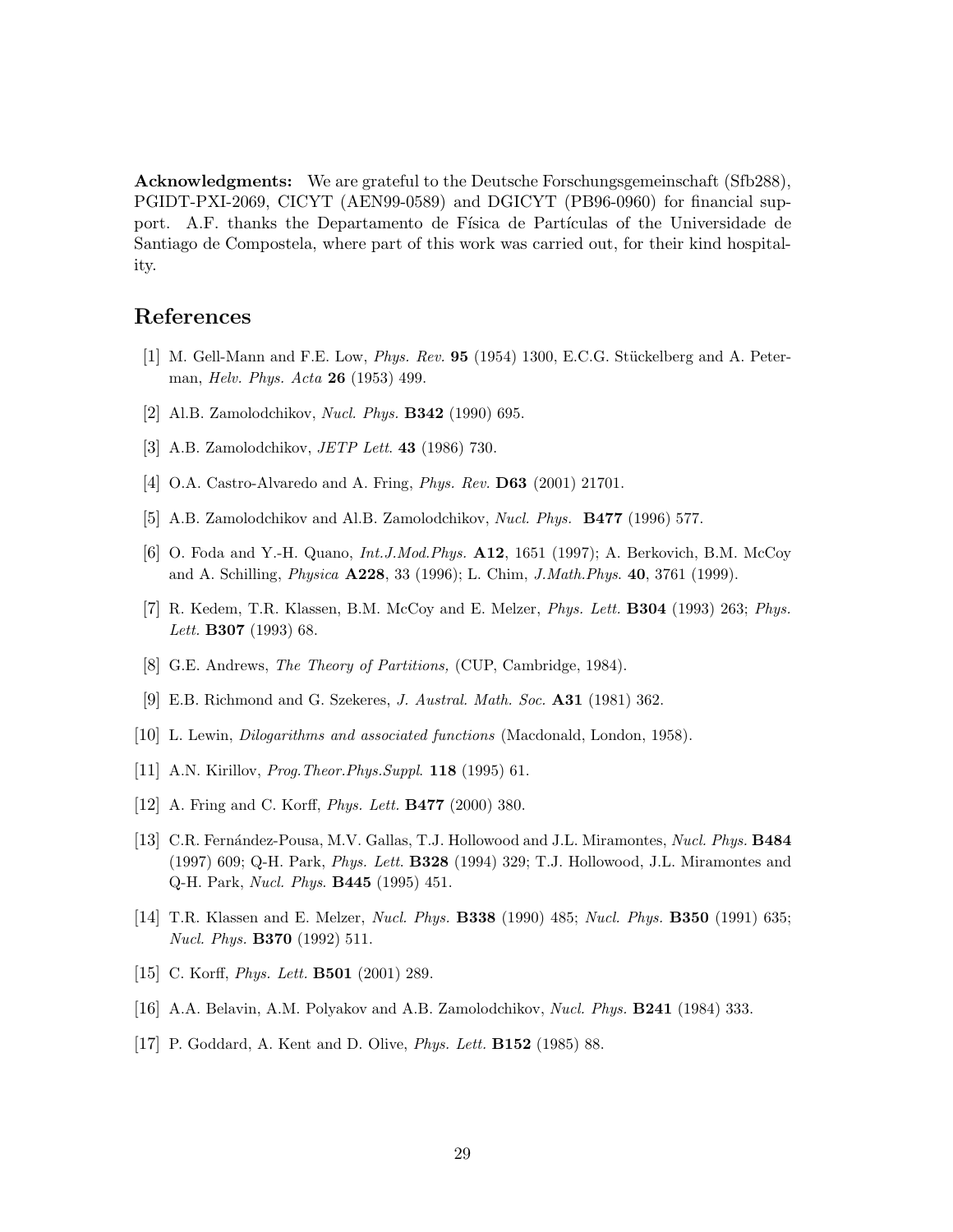**Acknowledgments:** We are grateful to the Deutsche Forschungsgemeinschaft (Sfb288), PGIDT-PXI-2069, CICYT (AEN99-0589) and DGICYT (PB96-0960) for financial support. A.F. thanks the Departamento de Física de Partículas of the Universidade de Santiago de Compostela, where part of this work was carried out, for their kind hospitality.

# References

[1] M. Gell-Mann and F.E. Low, *Phys. Rev.* **95** (1954) 1300, E.C.G. Stückelberg and A. Peterman, *Helv. Phys. Acta* **26** (1953) 499.

[2] Al.B. Zamolodchikov, *Nucl. Phys.* **B342** (1990) 695.

[3] A.B. Zamolodchikov, *JETP Lett.* **43** (1986) 730.

[4] O.A. Castro-Alvaredo and A. Fring, *Phys. Rev.* **D63** (2001) 21701.

[5] A.B. Zamolodchikov and Al.B. Zamolodchikov, *Nucl. Phys.* **B477** (1996) 577.

[6] O. Foda and Y.-H. Quano, *Int.J.Mod.Phys.* **A12**, 1651 (1997); A. Berkovich, B.M. McCoy and A. Schilling, *Physica* **A228**, 33 (1996); L. Chim, *J.Math.Phys.* **40**, 3761 (1999).

[7] R. Kedem, T.R. Klassen, B.M. McCoy and E. Melzer, *Phys. Lett.* **B304** (1993) 263; *Phys. Lett.* **B307** (1993) 68.

[8] G.E. Andrews, *The Theory of Partitions,* (CUP, Cambridge, 1984).

[9] E.B. Richmond and G. Szekeres, *J. Austral. Math. Soc.* **A31** (1981) 362.

[10] L. Lewin, *Dilogarithms and associated functions* (Macdonald, London, 1958).

[11] A.N. Kirillov, *Prog.Theor.Phys.Suppl.* **118** (1995) 61.

[12] A. Fring and C. Korff, *Phys. Lett.* **B477** (2000) 380.

[13] C.R. Fernández-Pousa, M.V. Gallas, T.J. Hollowood and J.L. Miramontes, *Nucl. Phys.* **B484** (1997) 609; Q-H. Park, *Phys. Lett.* **B328** (1994) 329; T.J. Hollowood, J.L. Miramontes and Q-H. Park, *Nucl. Phys.* **B445** (1995) 451.

[14] T.R. Klassen and E. Melzer, *Nucl. Phys.* **B338** (1990) 485; *Nucl. Phys.* **B350** (1991) 635; *Nucl. Phys.* **B370** (1992) 511.

[15] C. Korff, *Phys. Lett.* **B501** (2001) 289.

[16] A.A. Belavin, A.M. Polyakov and A.B. Zamolodchikov, *Nucl. Phys.* **B241** (1984) 333.

[17] P. Goddard, A. Kent and D. Olive, *Phys. Lett.* **B152** (1985) 88.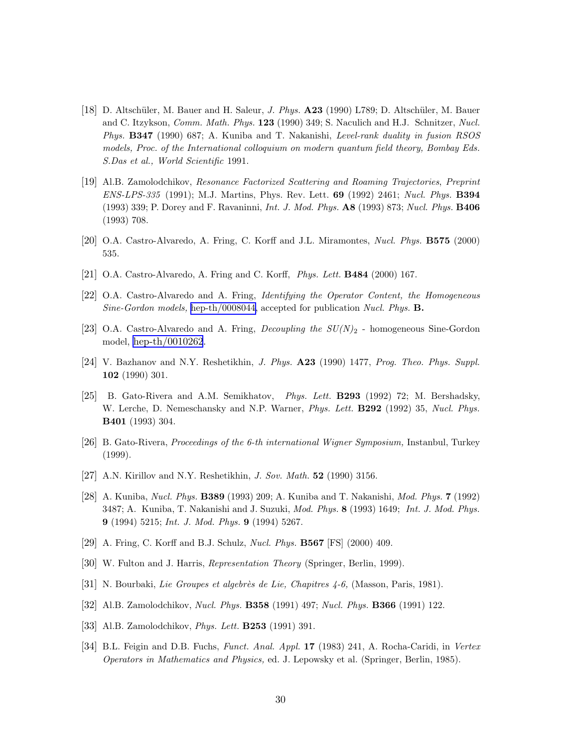[18] D. Altschüler, M. Bauer and H. Saleur, *J. Phys.* **A23** (1990) L789; D. Altschüler, M. Bauer and C. Itzykson, *Comm. Math. Phys.* **123** (1990) 349; S. Naculich and H.J. Schnitzer, *Nucl. Phys.* **B347** (1990) 687; A. Kuniba and T. Nakanishi, *Level-rank duality in fusion RSOS models, Proc. of the International colloquium on modern quantum field theory, Bombay Eds. S.Das et al., World Scientific* 1991.

[19] Al.B. Zamolodchikov, *Resonance Factorized Scattering and Roaming Trajectories*, *Preprint ENS-LPS-335* (1991); M.J. Martins, Phys. Rev. Lett. **69** (1992) 2461; *Nucl. Phys.* **B394** (1993) 339; P. Dorey and F. Ravaninni, *Int. J. Mod. Phys.* **A8** (1993) 873; *Nucl. Phys.* **B406** (1993) 708.

[20] O.A. Castro-Alvaredo, A. Fring, C. Korff and J.L. Miramontes, *Nucl. Phys.* **B575** (2000) 535.

[21] O.A. Castro-Alvaredo, A. Fring and C. Korff, *Phys. Lett.* **B484** (2000) 167.

[22] O.A. Castro-Alvaredo and A. Fring, *Identifying the Operator Content, the Homogeneous Sine-Gordon models*, hep-th/0008044, accepted for publication *Nucl. Phys.* **B.**

[23] O.A. Castro-Alvaredo and A. Fring, *Decoupling the $SU(N)_2$* - homogeneous Sine-Gordon model, hep-th/0010262.

[24] V. Bazhanov and N.Y. Reshetikhin, *J. Phys.* **A23** (1990) 1477, *Prog. Theo. Phys. Suppl.* **102** (1990) 301.

[25] B. Gato-Rivera and A.M. Semikhatov, *Phys. Lett.* **B293** (1992) 72; M. Bershadsky, W. Lerche, D. Nemeschansky and N.P. Warner, *Phys. Lett.* **B292** (1992) 35, *Nucl. Phys.* **B401** (1993) 304.

[26] B. Gato-Rivera, *Proceedings of the 6-th international Wigner Symposium,* Instanbul, Turkey (1999).

[27] A.N. Kirillov and N.Y. Reshetikhin, *J. Sov. Math.* **52** (1990) 3156.

[28] A. Kuniba, *Nucl. Phys.* **B389** (1993) 209; A. Kuniba and T. Nakanishi, *Mod. Phys.* **7** (1992) 3487; A. Kuniba, T. Nakanishi and J. Suzuki, *Mod. Phys.* **8** (1993) 1649; *Int. J. Mod. Phys.* **9** (1994) 5215; *Int. J. Mod. Phys.* **9** (1994) 5267.

[29] A. Fring, C. Korff and B.J. Schulz, *Nucl. Phys.* **B567** [FS] (2000) 409.

[30] W. Fulton and J. Harris, *Representation Theory* (Springer, Berlin, 1999).

[31] N. Bourbaki, *Lie Groupes et algebrès de Lie, Chapitres 4-6,* (Masson, Paris, 1981).

[32] Al.B. Zamolodchikov, *Nucl. Phys.* **B358** (1991) 497; *Nucl. Phys.* **B366** (1991) 122.

[33] Al.B. Zamolodchikov, *Phys. Lett.* **B253** (1991) 391.

[34] B.L. Feigin and D.B. Fuchs, *Funct. Anal. Appl.* **17** (1983) 241, A. Rocha-Caridi, in *Vertex Operators in Mathematics and Physics,* ed. J. Lepowsky et al. (Springer, Berlin, 1985).